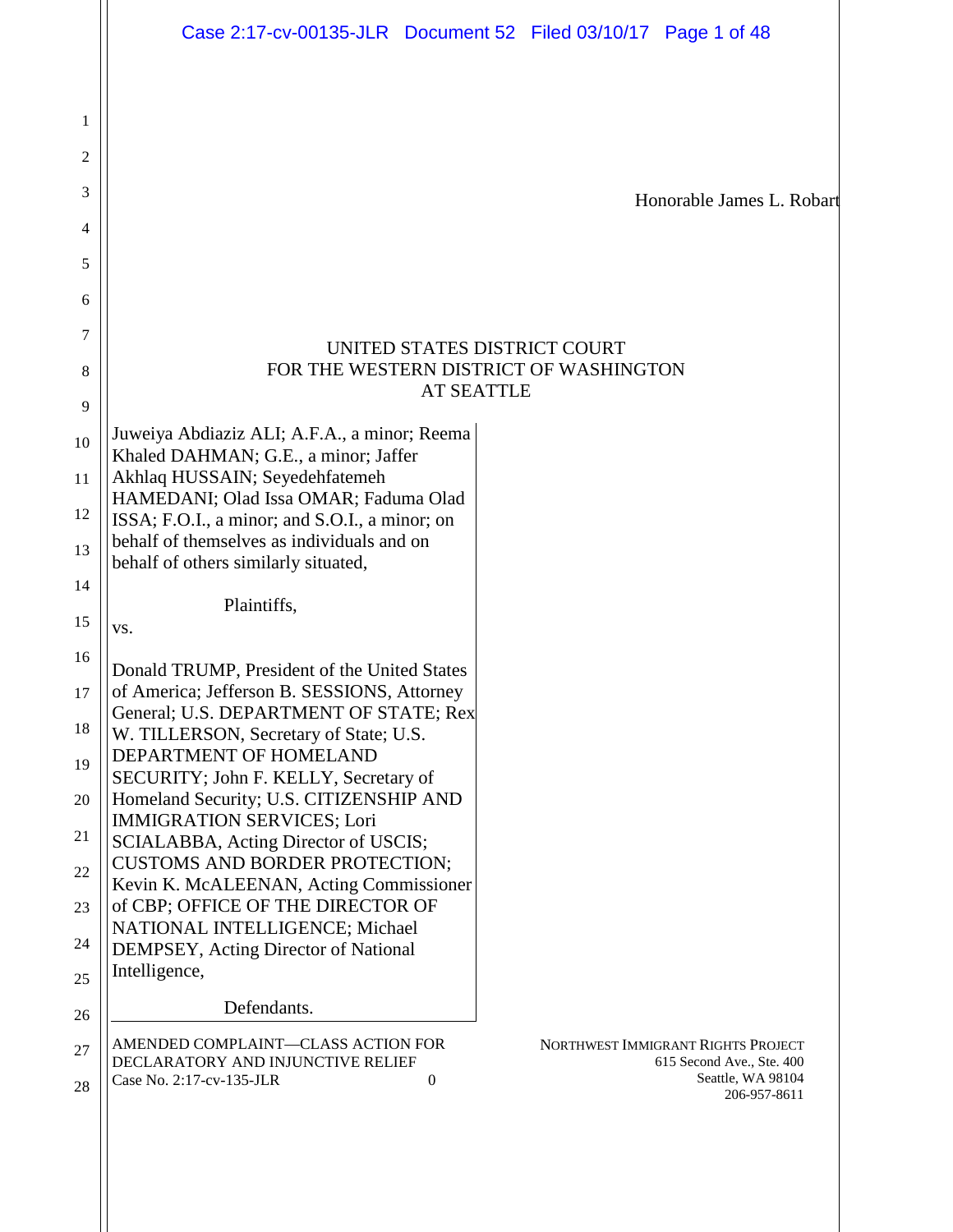Honorable James L. Robart

UNITED STATES DISTRICT COURT
FOR THE WESTERN DISTRICT OF WASHINGTON
AT SEATTLE

Juweiya Abdiaziz ALI; A.F.A., a minor; Reema Khaled DAHMAN; G.E., a minor; Jaffer Akhlaq HUSSAIN; Seyedehfatemeh HAMEDANI; Olad Issa OMAR; Faduma Olad ISSA; F.O.I., a minor; and S.O.I., a minor; on behalf of themselves as individuals and on behalf of others similarly situated,

Plaintiffs,

vs.

Donald TRUMP, President of the United States of America; Jefferson B. SESSIONS, Attorney General; U.S. DEPARTMENT OF STATE; Rex W. TILLERSON, Secretary of State; U.S. DEPARTMENT OF HOMELAND SECURITY; John F. KELLY, Secretary of Homeland Security; U.S. CITIZENSHIP AND IMMIGRATION SERVICES; Lori SCIALABBA, Acting Director of USCIS; CUSTOMS AND BORDER PROTECTION; Kevin K. McALEENAN, Acting Commissioner of CBP; OFFICE OF THE DIRECTOR OF NATIONAL INTELLIGENCE; Michael DEMPSEY, Acting Director of National Intelligence,

Defendants.

AMENDED COMPLAINT—CLASS ACTION FOR DECLARATORY AND INJUNCTIVE RELIEF
Case No. 2:17-cv-135-JLR

NORTHWEST IMMIGRANT RIGHTS PROJECT
615 Second Ave., Ste. 400
Seattle, WA 98104
206-957-8611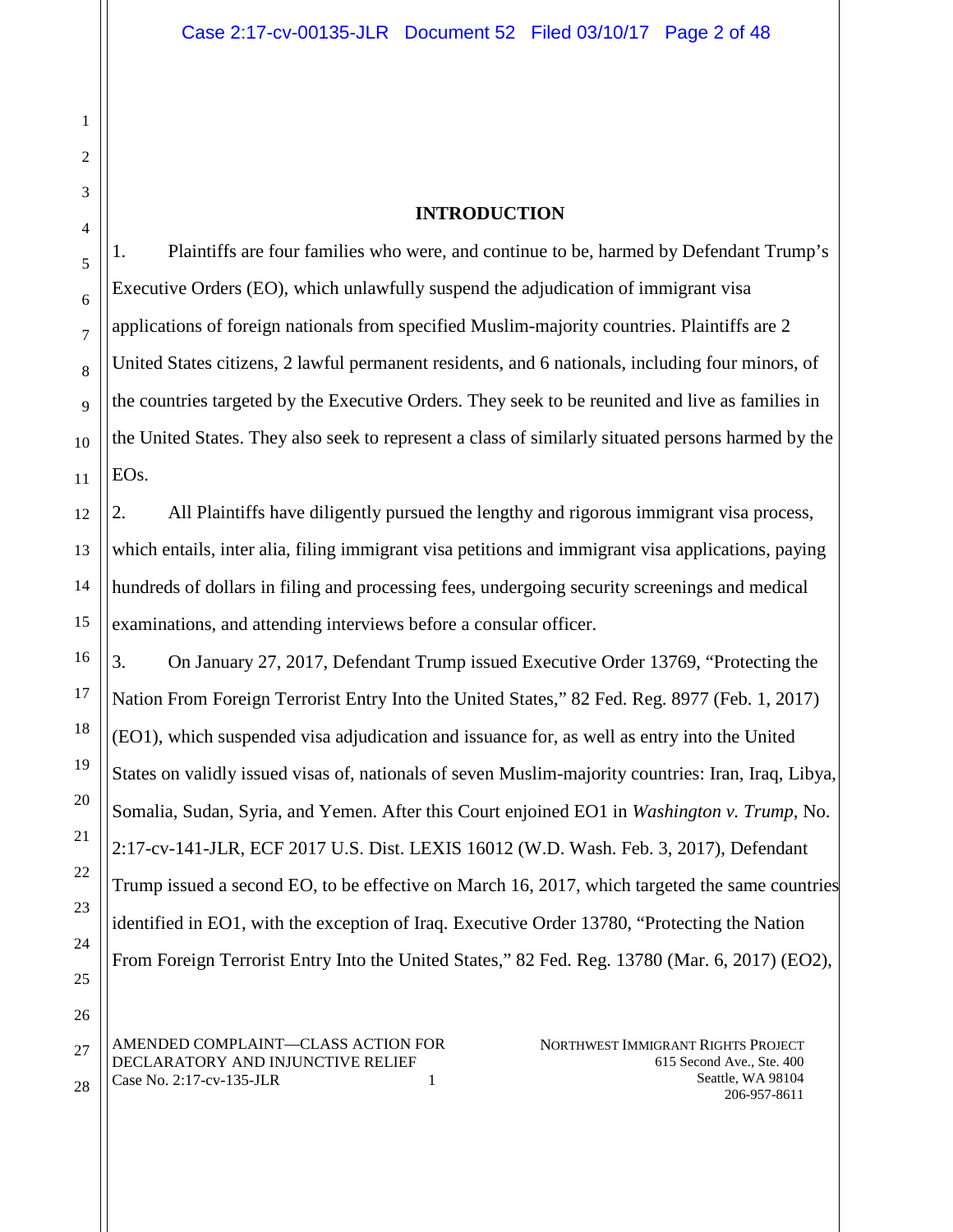## INTRODUCTION

1. Plaintiffs are four families who were, and continue to be, harmed by Defendant Trump's Executive Orders (EO), which unlawfully suspend the adjudication of immigrant visa applications of foreign nationals from specified Muslim-majority countries. Plaintiffs are 2 United States citizens, 2 lawful permanent residents, and 6 nationals, including four minors, of the countries targeted by the Executive Orders. They seek to be reunited and live as families in the United States. They also seek to represent a class of similarly situated persons harmed by the EOs.

2. All Plaintiffs have diligently pursued the lengthy and rigorous immigrant visa process, which entails, inter alia, filing immigrant visa petitions and immigrant visa applications, paying hundreds of dollars in filing and processing fees, undergoing security screenings and medical examinations, and attending interviews before a consular officer.

3. On January 27, 2017, Defendant Trump issued Executive Order 13769, "Protecting the Nation From Foreign Terrorist Entry Into the United States," 82 Fed. Reg. 8977 (Feb. 1, 2017) (EO1), which suspended visa adjudication and issuance for, as well as entry into the United States on validly issued visas of, nationals of seven Muslim-majority countries: Iran, Iraq, Libya, Somalia, Sudan, Syria, and Yemen. After this Court enjoined EO1 in *Washington v. Trump*, No. 2:17-cv-141-JLR, ECF 2017 U.S. Dist. LEXIS 16012 (W.D. Wash. Feb. 3, 2017), Defendant Trump issued a second EO, to be effective on March 16, 2017, which targeted the same countries identified in EO1, with the exception of Iraq. Executive Order 13780, "Protecting the Nation From Foreign Terrorist Entry Into the United States," 82 Fed. Reg. 13780 (Mar. 6, 2017) (EO2),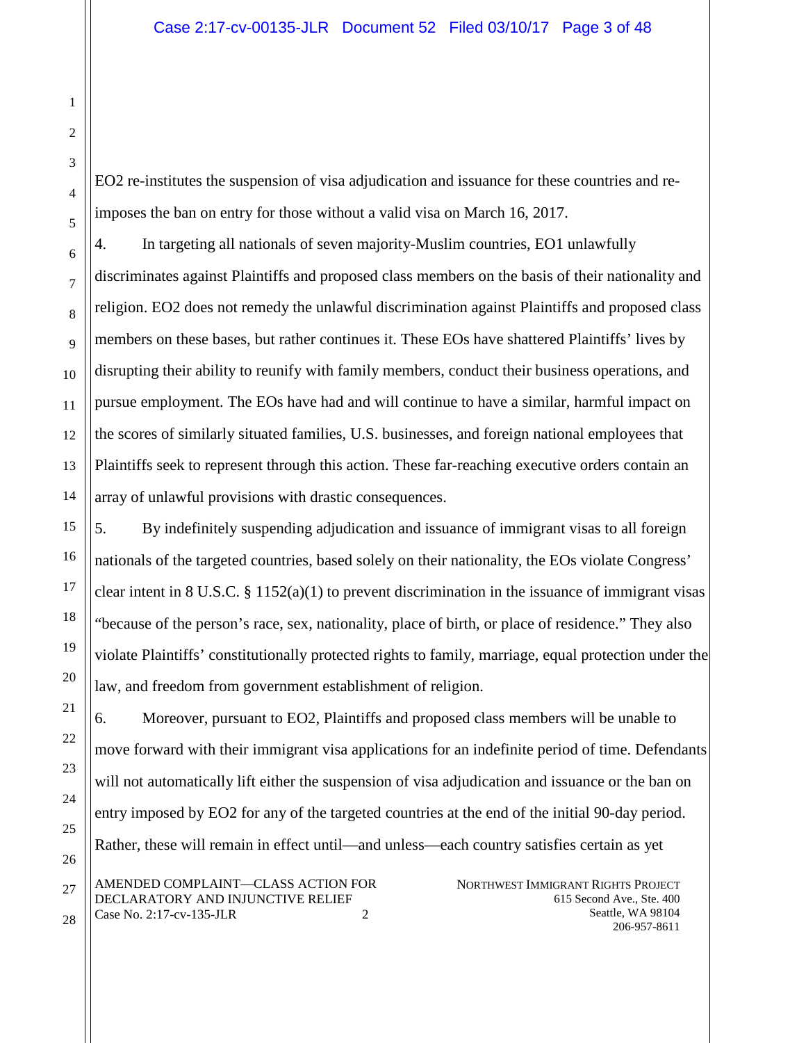EO2 re-institutes the suspension of visa adjudication and issuance for these countries and re-imposes the ban on entry for those without a valid visa on March 16, 2017.

4. In targeting all nationals of seven majority-Muslim countries, EO1 unlawfully discriminates against Plaintiffs and proposed class members on the basis of their nationality and religion. EO2 does not remedy the unlawful discrimination against Plaintiffs and proposed class members on these bases, but rather continues it. These EOs have shattered Plaintiffs' lives by disrupting their ability to reunify with family members, conduct their business operations, and pursue employment. The EOs have had and will continue to have a similar, harmful impact on the scores of similarly situated families, U.S. businesses, and foreign national employees that Plaintiffs seek to represent through this action. These far-reaching executive orders contain an array of unlawful provisions with drastic consequences.

5. By indefinitely suspending adjudication and issuance of immigrant visas to all foreign nationals of the targeted countries, based solely on their nationality, the EOs violate Congress' clear intent in 8 U.S.C. § 1152(a)(1) to prevent discrimination in the issuance of immigrant visas "because of the person's race, sex, nationality, place of birth, or place of residence." They also violate Plaintiffs' constitutionally protected rights to family, marriage, equal protection under the law, and freedom from government establishment of religion.

6. Moreover, pursuant to EO2, Plaintiffs and proposed class members will be unable to move forward with their immigrant visa applications for an indefinite period of time. Defendants will not automatically lift either the suspension of visa adjudication and issuance or the ban on entry imposed by EO2 for any of the targeted countries at the end of the initial 90-day period. Rather, these will remain in effect until—and unless—each country satisfies certain as yet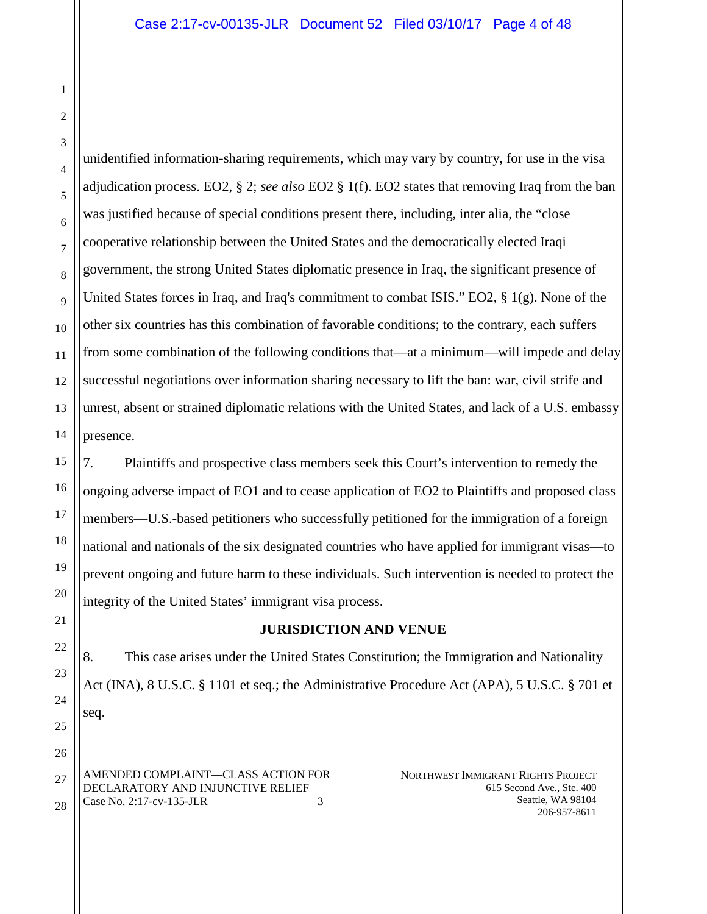unidentified information-sharing requirements, which may vary by country, for use in the visa adjudication process. EO2, § 2; *see also* EO2 § 1(f). EO2 states that removing Iraq from the ban was justified because of special conditions present there, including, inter alia, the "close cooperative relationship between the United States and the democratically elected Iraqi government, the strong United States diplomatic presence in Iraq, the significant presence of United States forces in Iraq, and Iraq's commitment to combat ISIS." EO2, § 1(g). None of the other six countries has this combination of favorable conditions; to the contrary, each suffers from some combination of the following conditions that—at a minimum—will impede and delay successful negotiations over information sharing necessary to lift the ban: war, civil strife and unrest, absent or strained diplomatic relations with the United States, and lack of a U.S. embassy presence.

7. Plaintiffs and prospective class members seek this Court's intervention to remedy the ongoing adverse impact of EO1 and to cease application of EO2 to Plaintiffs and proposed class members—U.S.-based petitioners who successfully petitioned for the immigration of a foreign national and nationals of the six designated countries who have applied for immigrant visas—to prevent ongoing and future harm to these individuals. Such intervention is needed to protect the integrity of the United States' immigrant visa process.

## JURISDICTION AND VENUE

8. This case arises under the United States Constitution; the Immigration and Nationality Act (INA), 8 U.S.C. § 1101 et seq.; the Administrative Procedure Act (APA), 5 U.S.C. § 701 et seq.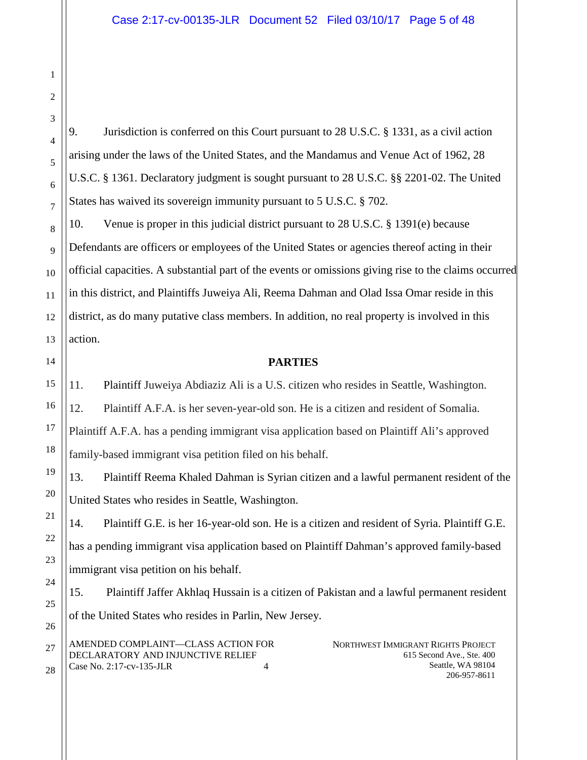9. Jurisdiction is conferred on this Court pursuant to 28 U.S.C. § 1331, as a civil action arising under the laws of the United States, and the Mandamus and Venue Act of 1962, 28 U.S.C. § 1361. Declaratory judgment is sought pursuant to 28 U.S.C. §§ 2201-02. The United States has waived its sovereign immunity pursuant to 5 U.S.C. § 702.

10. Venue is proper in this judicial district pursuant to 28 U.S.C. § 1391(e) because Defendants are officers or employees of the United States or agencies thereof acting in their official capacities. A substantial part of the events or omissions giving rise to the claims occurred in this district, and Plaintiffs Juweiya Ali, Reema Dahman and Olad Issa Omar reside in this district, as do many putative class members. In addition, no real property is involved in this action.

## PARTIES

11. Plaintiff Juweiya Abdiaziz Ali is a U.S. citizen who resides in Seattle, Washington.

12. Plaintiff A.F.A. is her seven-year-old son. He is a citizen and resident of Somalia. Plaintiff A.F.A. has a pending immigrant visa application based on Plaintiff Ali's approved family-based immigrant visa petition filed on his behalf.

13. Plaintiff Reema Khaled Dahman is Syrian citizen and a lawful permanent resident of the United States who resides in Seattle, Washington.

14. Plaintiff G.E. is her 16-year-old son. He is a citizen and resident of Syria. Plaintiff G.E. has a pending immigrant visa application based on Plaintiff Dahman's approved family-based immigrant visa petition on his behalf.

15. Plaintiff Jaffer Akhlaq Hussain is a citizen of Pakistan and a lawful permanent resident of the United States who resides in Parlin, New Jersey.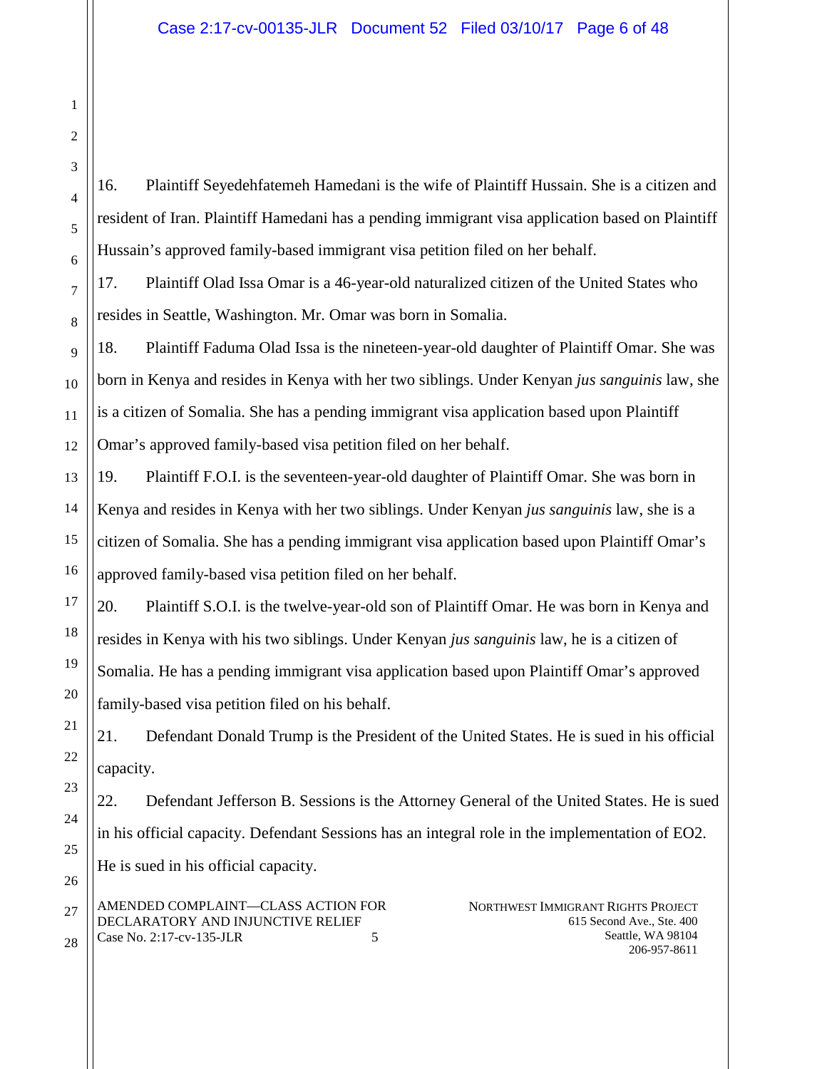16. Plaintiff Seyedehfatemeh Hamedani is the wife of Plaintiff Hussain. She is a citizen and resident of Iran. Plaintiff Hamedani has a pending immigrant visa application based on Plaintiff Hussain's approved family-based immigrant visa petition filed on her behalf.

17. Plaintiff Olad Issa Omar is a 46-year-old naturalized citizen of the United States who resides in Seattle, Washington. Mr. Omar was born in Somalia.

18. Plaintiff Faduma Olad Issa is the nineteen-year-old daughter of Plaintiff Omar. She was born in Kenya and resides in Kenya with her two siblings. Under Kenyan *jus sanguinis* law, she is a citizen of Somalia. She has a pending immigrant visa application based upon Plaintiff Omar's approved family-based visa petition filed on her behalf.

19. Plaintiff F.O.I. is the seventeen-year-old daughter of Plaintiff Omar. She was born in Kenya and resides in Kenya with her two siblings. Under Kenyan *jus sanguinis* law, she is a citizen of Somalia. She has a pending immigrant visa application based upon Plaintiff Omar's approved family-based visa petition filed on her behalf.

20. Plaintiff S.O.I. is the twelve-year-old son of Plaintiff Omar. He was born in Kenya and resides in Kenya with his two siblings. Under Kenyan *jus sanguinis* law, he is a citizen of Somalia. He has a pending immigrant visa application based upon Plaintiff Omar's approved family-based visa petition filed on his behalf.

21. Defendant Donald Trump is the President of the United States. He is sued in his official capacity.

22. Defendant Jefferson B. Sessions is the Attorney General of the United States. He is sued in his official capacity. Defendant Sessions has an integral role in the implementation of EO2. He is sued in his official capacity.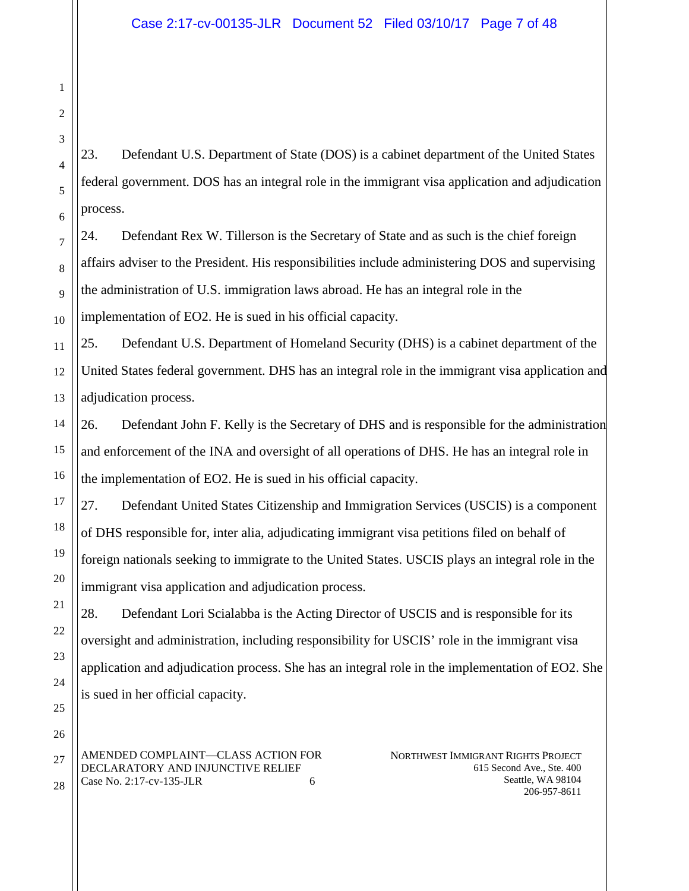23. Defendant U.S. Department of State (DOS) is a cabinet department of the United States federal government. DOS has an integral role in the immigrant visa application and adjudication process.

24. Defendant Rex W. Tillerson is the Secretary of State and as such is the chief foreign affairs adviser to the President. His responsibilities include administering DOS and supervising the administration of U.S. immigration laws abroad. He has an integral role in the implementation of EO2. He is sued in his official capacity.

25. Defendant U.S. Department of Homeland Security (DHS) is a cabinet department of the United States federal government. DHS has an integral role in the immigrant visa application and adjudication process.

26. Defendant John F. Kelly is the Secretary of DHS and is responsible for the administration and enforcement of the INA and oversight of all operations of DHS. He has an integral role in the implementation of EO2. He is sued in his official capacity.

27. Defendant United States Citizenship and Immigration Services (USCIS) is a component of DHS responsible for, inter alia, adjudicating immigrant visa petitions filed on behalf of foreign nationals seeking to immigrate to the United States. USCIS plays an integral role in the immigrant visa application and adjudication process.

28. Defendant Lori Scialabba is the Acting Director of USCIS and is responsible for its oversight and administration, including responsibility for USCIS' role in the immigrant visa application and adjudication process. She has an integral role in the implementation of EO2. She is sued in her official capacity.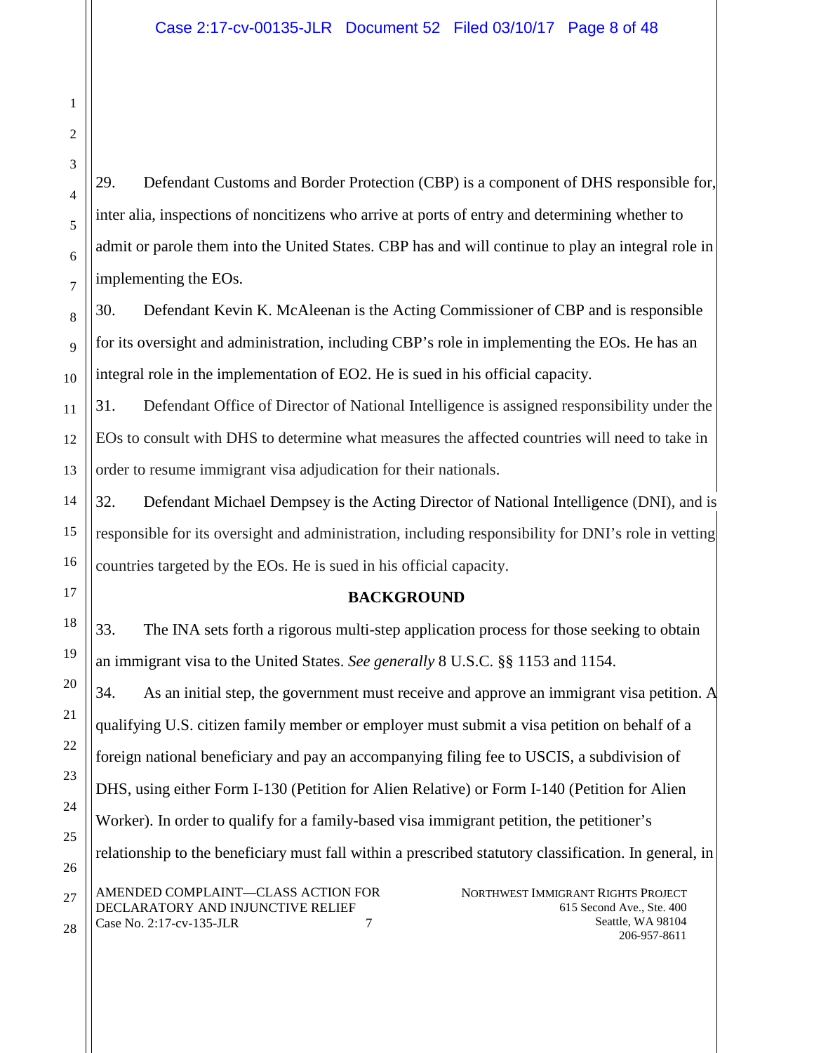29. Defendant Customs and Border Protection (CBP) is a component of DHS responsible for, inter alia, inspections of noncitizens who arrive at ports of entry and determining whether to admit or parole them into the United States. CBP has and will continue to play an integral role in implementing the EOs.

30. Defendant Kevin K. McAleenan is the Acting Commissioner of CBP and is responsible for its oversight and administration, including CBP's role in implementing the EOs. He has an integral role in the implementation of EO2. He is sued in his official capacity.

31. Defendant Office of Director of National Intelligence is assigned responsibility under the EOs to consult with DHS to determine what measures the affected countries will need to take in order to resume immigrant visa adjudication for their nationals.

32. Defendant Michael Dempsey is the Acting Director of National Intelligence (DNI), and is responsible for its oversight and administration, including responsibility for DNI's role in vetting countries targeted by the EOs. He is sued in his official capacity.

## BACKGROUND

33. The INA sets forth a rigorous multi-step application process for those seeking to obtain an immigrant visa to the United States. *See generally* 8 U.S.C. §§ 1153 and 1154.

34. As an initial step, the government must receive and approve an immigrant visa petition. A qualifying U.S. citizen family member or employer must submit a visa petition on behalf of a foreign national beneficiary and pay an accompanying filing fee to USCIS, a subdivision of DHS, using either Form I-130 (Petition for Alien Relative) or Form I-140 (Petition for Alien Worker). In order to qualify for a family-based visa immigrant petition, the petitioner's relationship to the beneficiary must fall within a prescribed statutory classification. In general, in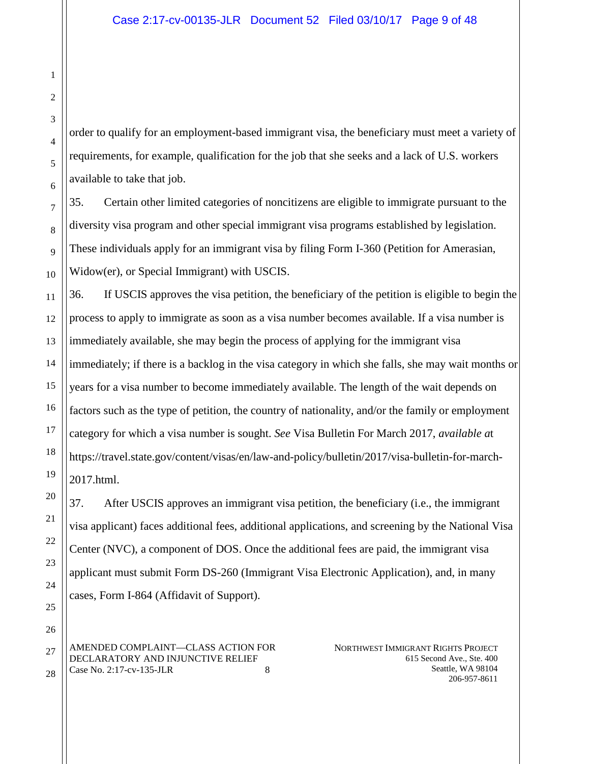order to qualify for an employment-based immigrant visa, the beneficiary must meet a variety of requirements, for example, qualification for the job that she seeks and a lack of U.S. workers available to take that job.

35. Certain other limited categories of noncitizens are eligible to immigrate pursuant to the diversity visa program and other special immigrant visa programs established by legislation. These individuals apply for an immigrant visa by filing Form I-360 (Petition for Amerasian, Widow(er), or Special Immigrant) with USCIS.

36. If USCIS approves the visa petition, the beneficiary of the petition is eligible to begin the process to apply to immigrate as soon as a visa number becomes available. If a visa number is immediately available, she may begin the process of applying for the immigrant visa immediately; if there is a backlog in the visa category in which she falls, she may wait months or years for a visa number to become immediately available. The length of the wait depends on factors such as the type of petition, the country of nationality, and/or the family or employment category for which a visa number is sought. *See* Visa Bulletin For March 2017, *available a*t https://travel.state.gov/content/visas/en/law-and-policy/bulletin/2017/visa-bulletin-for-march-2017.html.

37. After USCIS approves an immigrant visa petition, the beneficiary (i.e., the immigrant visa applicant) faces additional fees, additional applications, and screening by the National Visa Center (NVC), a component of DOS. Once the additional fees are paid, the immigrant visa applicant must submit Form DS-260 (Immigrant Visa Electronic Application), and, in many cases, Form I-864 (Affidavit of Support).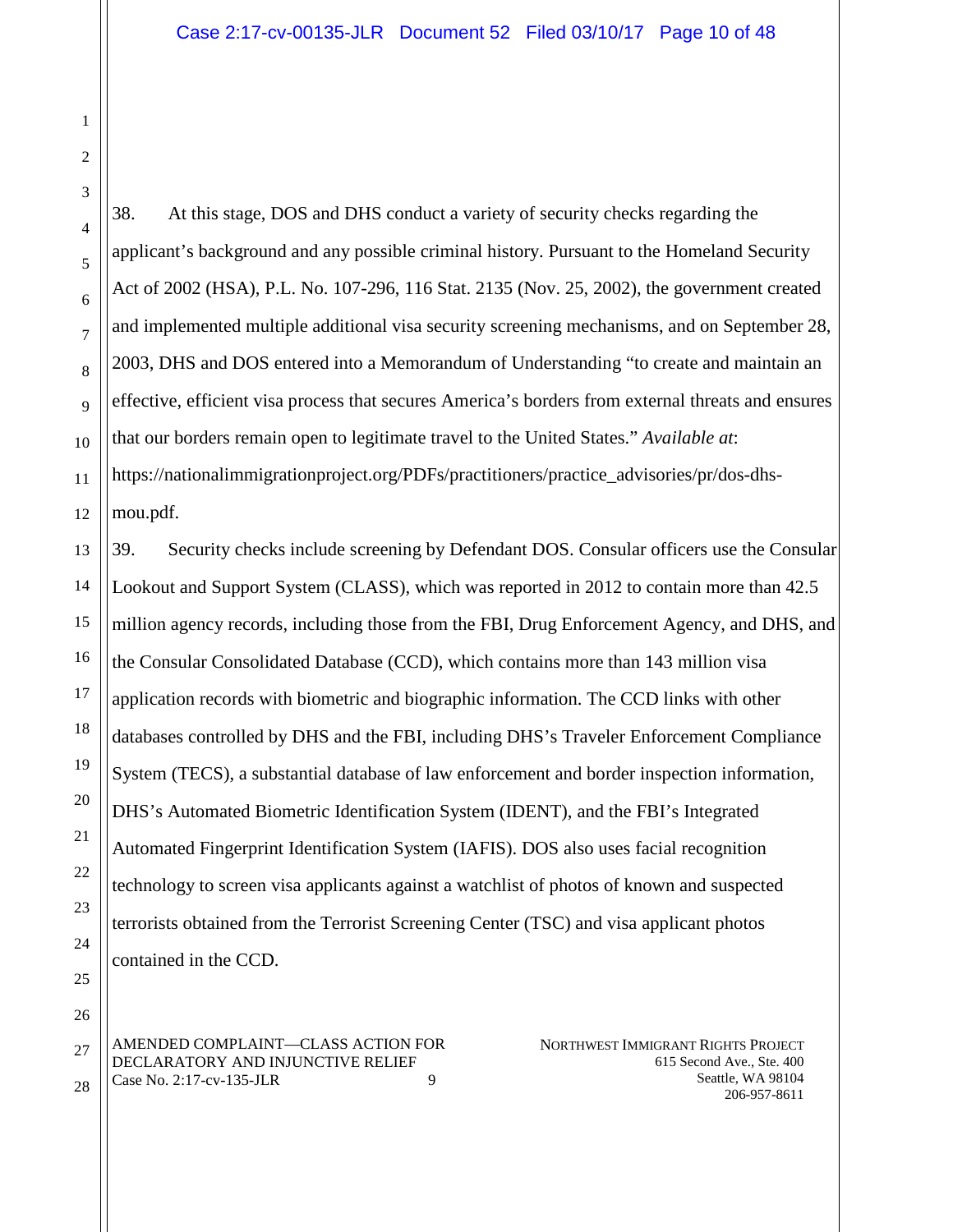38. At this stage, DOS and DHS conduct a variety of security checks regarding the applicant's background and any possible criminal history. Pursuant to the Homeland Security Act of 2002 (HSA), P.L. No. 107-296, 116 Stat. 2135 (Nov. 25, 2002), the government created and implemented multiple additional visa security screening mechanisms, and on September 28, 2003, DHS and DOS entered into a Memorandum of Understanding "to create and maintain an effective, efficient visa process that secures America's borders from external threats and ensures that our borders remain open to legitimate travel to the United States." *Available at*: https://nationalimmigrationproject.org/PDFs/practitioners/practice_advisories/pr/dos-dhs-mou.pdf.

39. Security checks include screening by Defendant DOS. Consular officers use the Consular Lookout and Support System (CLASS), which was reported in 2012 to contain more than 42.5 million agency records, including those from the FBI, Drug Enforcement Agency, and DHS, and the Consular Consolidated Database (CCD), which contains more than 143 million visa application records with biometric and biographic information. The CCD links with other databases controlled by DHS and the FBI, including DHS's Traveler Enforcement Compliance System (TECS), a substantial database of law enforcement and border inspection information, DHS's Automated Biometric Identification System (IDENT), and the FBI's Integrated Automated Fingerprint Identification System (IAFIS). DOS also uses facial recognition technology to screen visa applicants against a watchlist of photos of known and suspected terrorists obtained from the Terrorist Screening Center (TSC) and visa applicant photos contained in the CCD.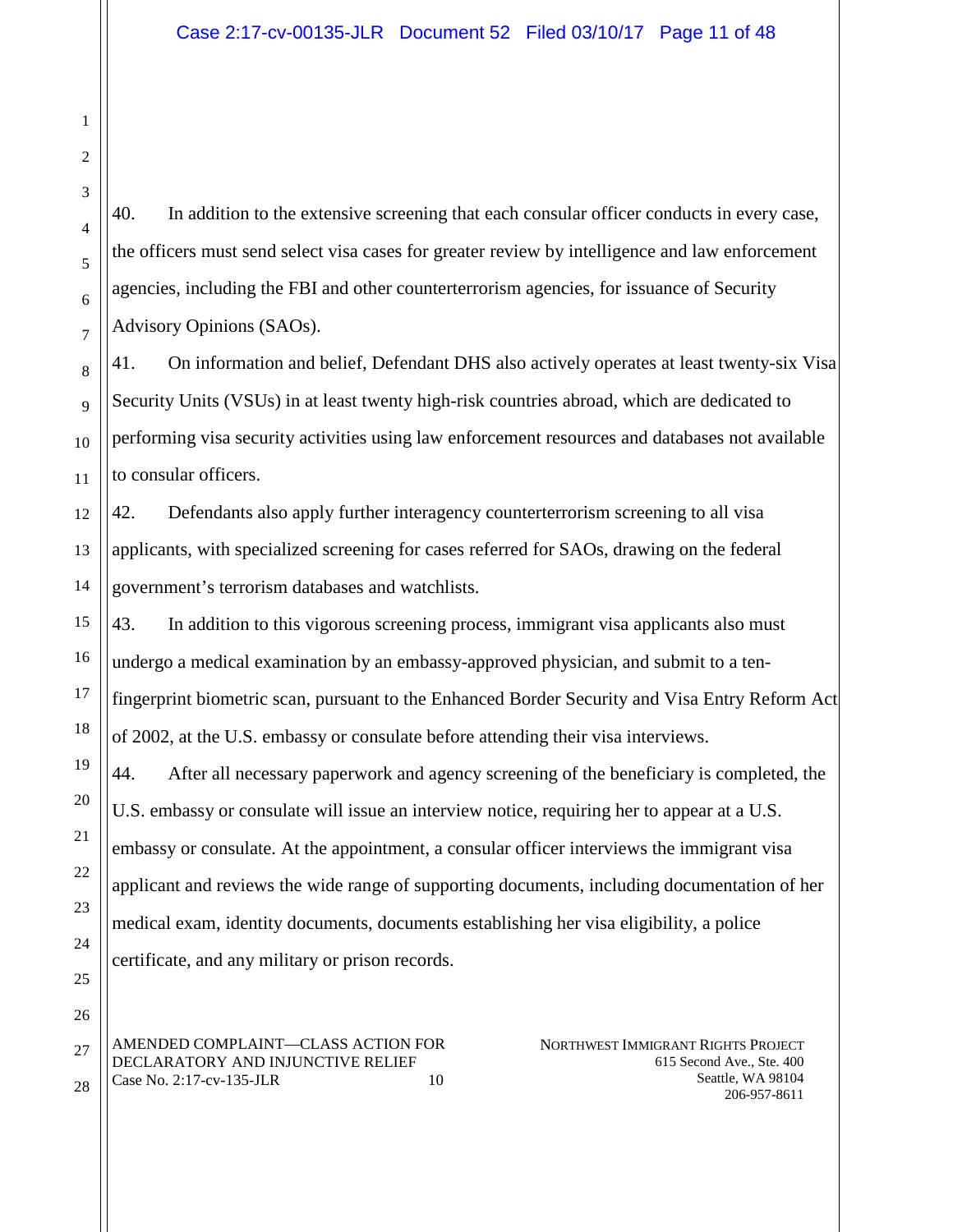40. In addition to the extensive screening that each consular officer conducts in every case, the officers must send select visa cases for greater review by intelligence and law enforcement agencies, including the FBI and other counterterrorism agencies, for issuance of Security Advisory Opinions (SAOs).

41. On information and belief, Defendant DHS also actively operates at least twenty-six Visa Security Units (VSUs) in at least twenty high-risk countries abroad, which are dedicated to performing visa security activities using law enforcement resources and databases not available to consular officers.

42. Defendants also apply further interagency counterterrorism screening to all visa applicants, with specialized screening for cases referred for SAOs, drawing on the federal government's terrorism databases and watchlists.

43. In addition to this vigorous screening process, immigrant visa applicants also must undergo a medical examination by an embassy-approved physician, and submit to a ten-fingerprint biometric scan, pursuant to the Enhanced Border Security and Visa Entry Reform Act of 2002, at the U.S. embassy or consulate before attending their visa interviews.

44. After all necessary paperwork and agency screening of the beneficiary is completed, the U.S. embassy or consulate will issue an interview notice, requiring her to appear at a U.S. embassy or consulate. At the appointment, a consular officer interviews the immigrant visa applicant and reviews the wide range of supporting documents, including documentation of her medical exam, identity documents, documents establishing her visa eligibility, a police certificate, and any military or prison records.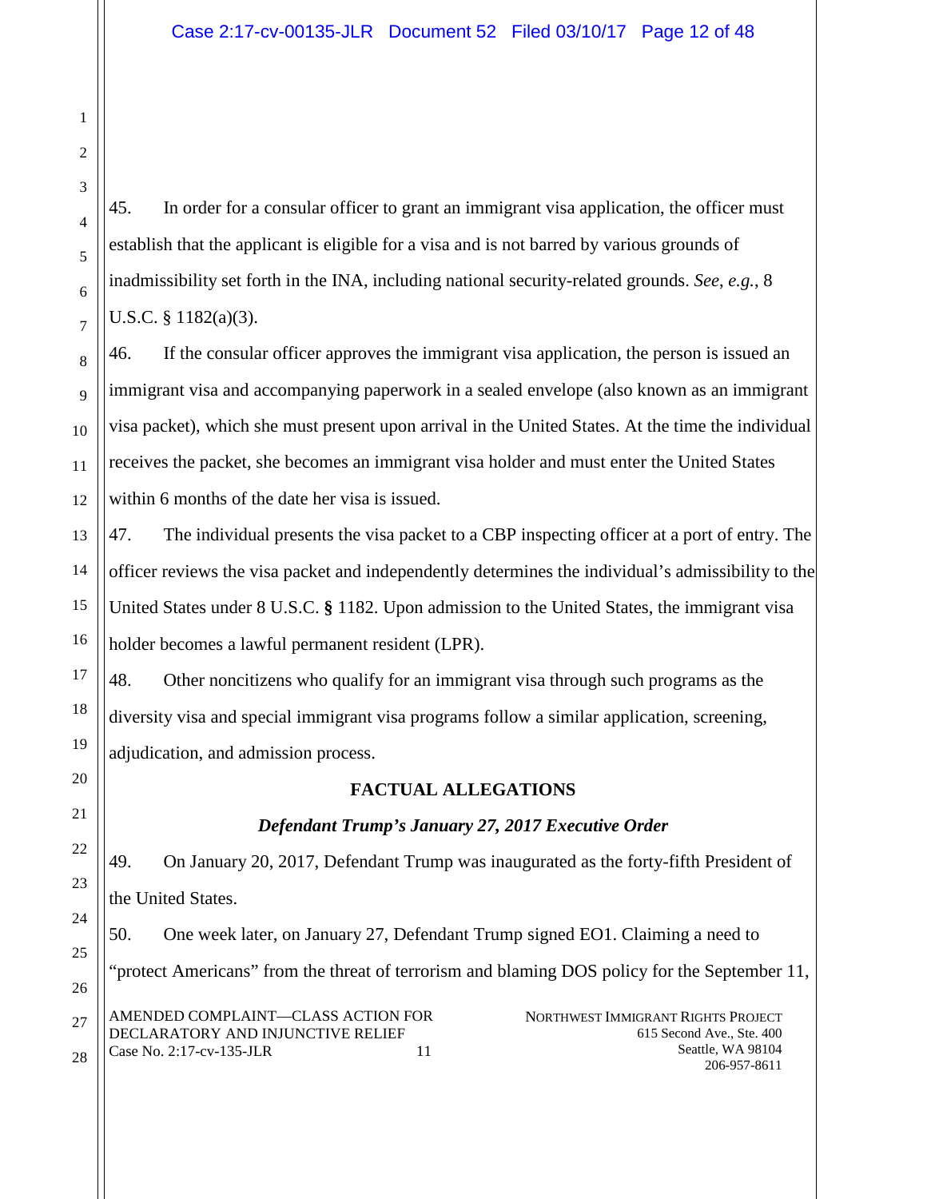45. In order for a consular officer to grant an immigrant visa application, the officer must establish that the applicant is eligible for a visa and is not barred by various grounds of inadmissibility set forth in the INA, including national security-related grounds. *See*, *e.g.*, 8 U.S.C. § 1182(a)(3).

46. If the consular officer approves the immigrant visa application, the person is issued an immigrant visa and accompanying paperwork in a sealed envelope (also known as an immigrant visa packet), which she must present upon arrival in the United States. At the time the individual receives the packet, she becomes an immigrant visa holder and must enter the United States within 6 months of the date her visa is issued.

47. The individual presents the visa packet to a CBP inspecting officer at a port of entry. The officer reviews the visa packet and independently determines the individual's admissibility to the United States under 8 U.S.C. § 1182. Upon admission to the United States, the immigrant visa holder becomes a lawful permanent resident (LPR).

48. Other noncitizens who qualify for an immigrant visa through such programs as the diversity visa and special immigrant visa programs follow a similar application, screening, adjudication, and admission process.

## FACTUAL ALLEGATIONS

### *Defendant Trump's January 27, 2017 Executive Order*

49. On January 20, 2017, Defendant Trump was inaugurated as the forty-fifth President of the United States.

50. One week later, on January 27, Defendant Trump signed EO1. Claiming a need to "protect Americans" from the threat of terrorism and blaming DOS policy for the September 11,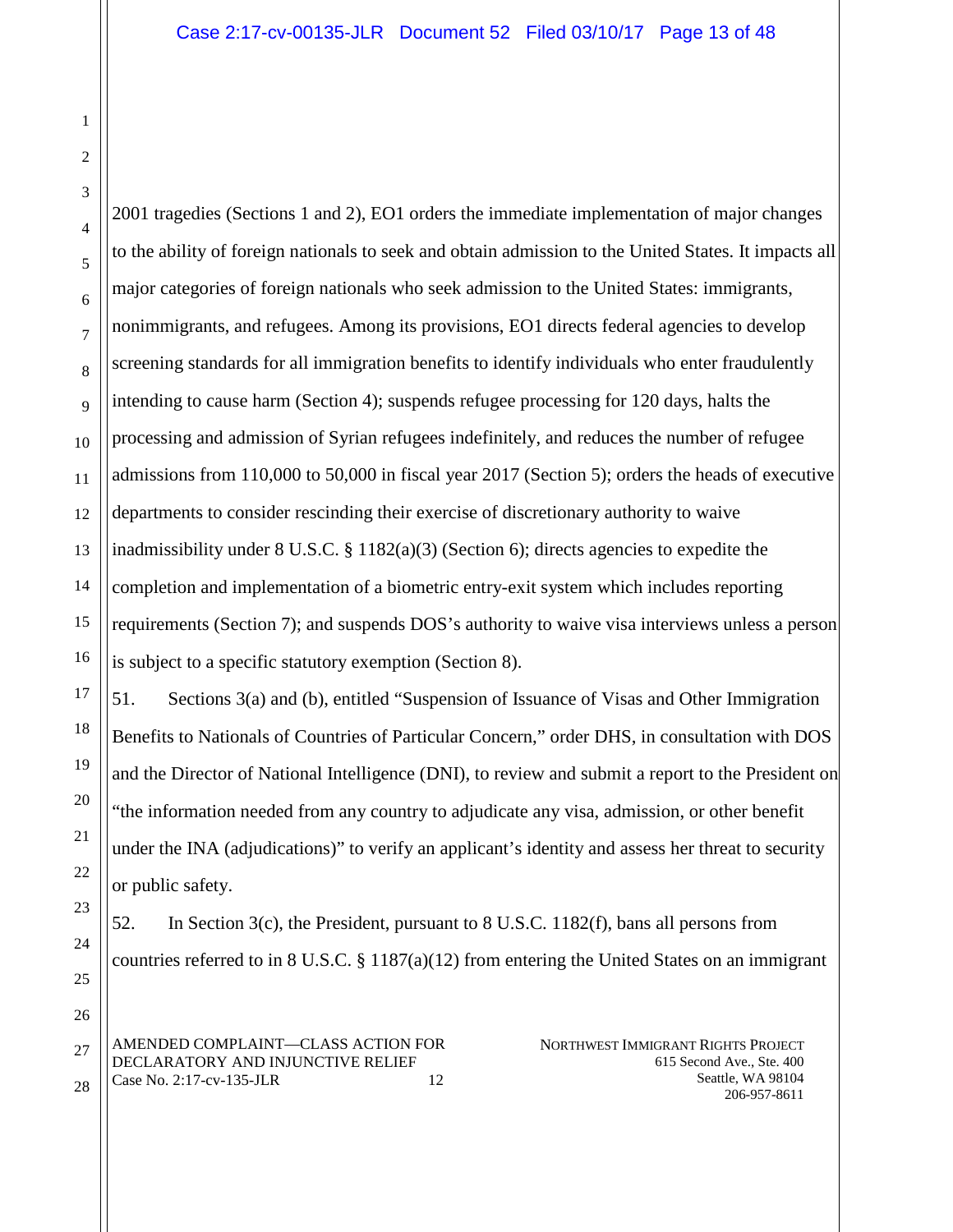2001 tragedies (Sections 1 and 2), EO1 orders the immediate implementation of major changes to the ability of foreign nationals to seek and obtain admission to the United States. It impacts all major categories of foreign nationals who seek admission to the United States: immigrants, nonimmigrants, and refugees. Among its provisions, EO1 directs federal agencies to develop screening standards for all immigration benefits to identify individuals who enter fraudulently intending to cause harm (Section 4); suspends refugee processing for 120 days, halts the processing and admission of Syrian refugees indefinitely, and reduces the number of refugee admissions from 110,000 to 50,000 in fiscal year 2017 (Section 5); orders the heads of executive departments to consider rescinding their exercise of discretionary authority to waive inadmissibility under 8 U.S.C. § 1182(a)(3) (Section 6); directs agencies to expedite the completion and implementation of a biometric entry-exit system which includes reporting requirements (Section 7); and suspends DOS's authority to waive visa interviews unless a person is subject to a specific statutory exemption (Section 8).

51. Sections 3(a) and (b), entitled "Suspension of Issuance of Visas and Other Immigration Benefits to Nationals of Countries of Particular Concern," order DHS, in consultation with DOS and the Director of National Intelligence (DNI), to review and submit a report to the President on "the information needed from any country to adjudicate any visa, admission, or other benefit under the INA (adjudications)" to verify an applicant's identity and assess her threat to security or public safety.

52. In Section 3(c), the President, pursuant to 8 U.S.C. 1182(f), bans all persons from countries referred to in 8 U.S.C. § 1187(a)(12) from entering the United States on an immigrant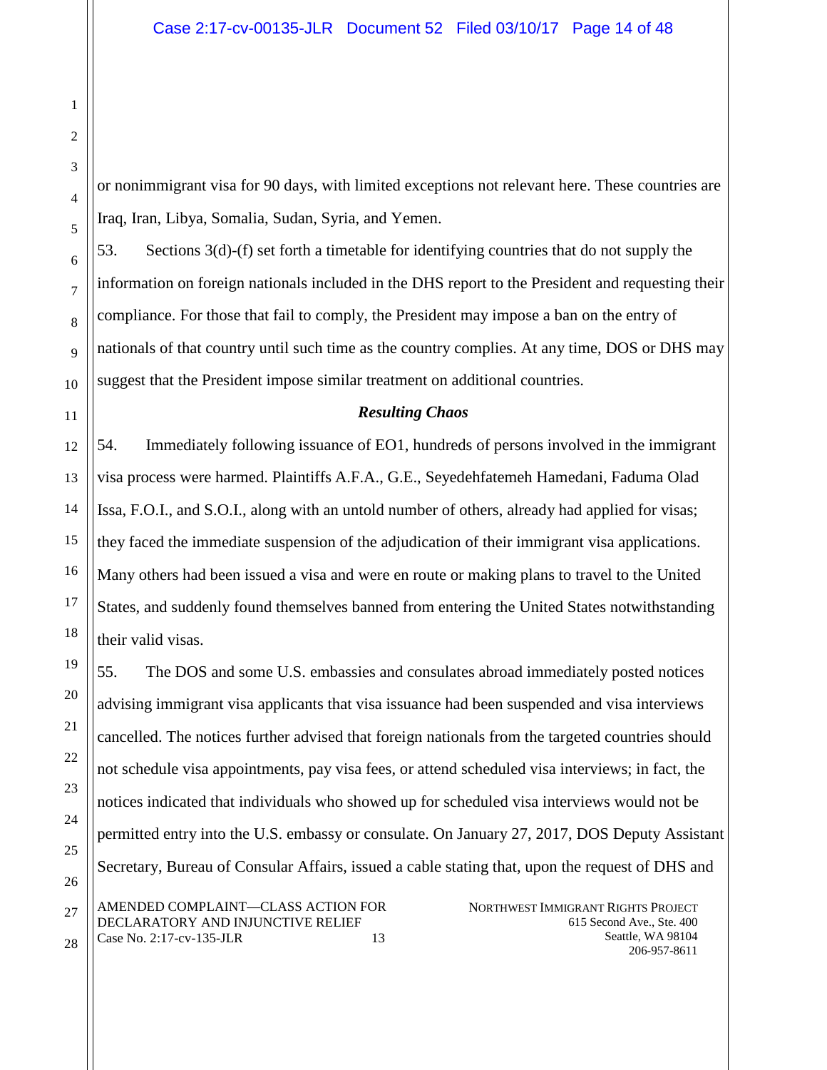or nonimmigrant visa for 90 days, with limited exceptions not relevant here. These countries are Iraq, Iran, Libya, Somalia, Sudan, Syria, and Yemen.

53. Sections 3(d)-(f) set forth a timetable for identifying countries that do not supply the information on foreign nationals included in the DHS report to the President and requesting their compliance. For those that fail to comply, the President may impose a ban on the entry of nationals of that country until such time as the country complies. At any time, DOS or DHS may suggest that the President impose similar treatment on additional countries.

***Resulting Chaos***

54. Immediately following issuance of EO1, hundreds of persons involved in the immigrant visa process were harmed. Plaintiffs A.F.A., G.E., Seyedehfatemeh Hamedani, Faduma Olad Issa, F.O.I., and S.O.I., along with an untold number of others, already had applied for visas; they faced the immediate suspension of the adjudication of their immigrant visa applications. Many others had been issued a visa and were en route or making plans to travel to the United States, and suddenly found themselves banned from entering the United States notwithstanding their valid visas.

55. The DOS and some U.S. embassies and consulates abroad immediately posted notices advising immigrant visa applicants that visa issuance had been suspended and visa interviews cancelled. The notices further advised that foreign nationals from the targeted countries should not schedule visa appointments, pay visa fees, or attend scheduled visa interviews; in fact, the notices indicated that individuals who showed up for scheduled visa interviews would not be permitted entry into the U.S. embassy or consulate. On January 27, 2017, DOS Deputy Assistant Secretary, Bureau of Consular Affairs, issued a cable stating that, upon the request of DHS and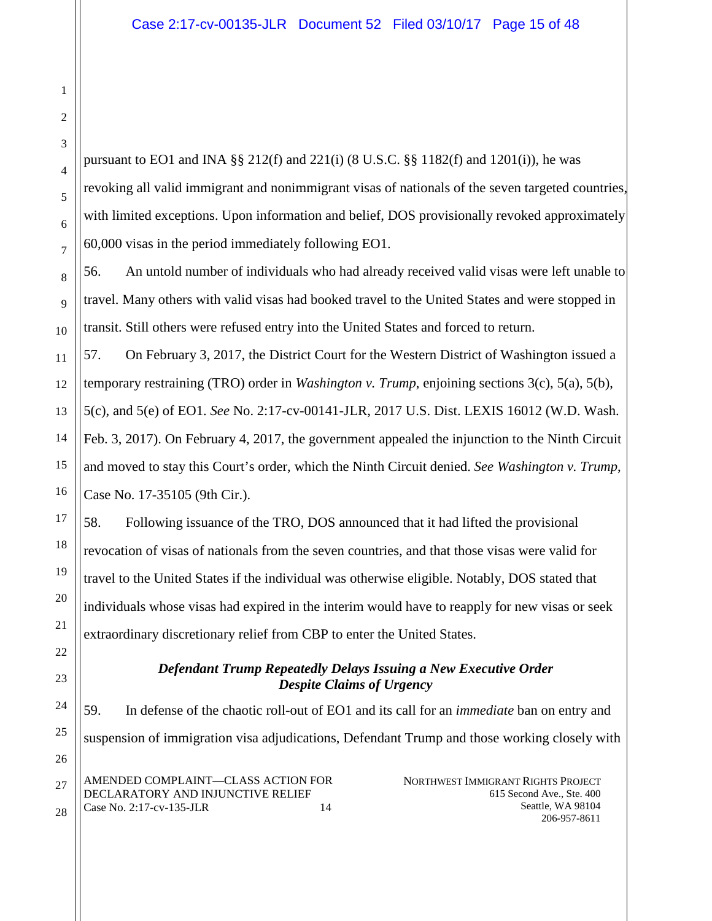pursuant to EO1 and INA §§ 212(f) and 221(i) (8 U.S.C. §§ 1182(f) and 1201(i)), he was revoking all valid immigrant and nonimmigrant visas of nationals of the seven targeted countries, with limited exceptions. Upon information and belief, DOS provisionally revoked approximately 60,000 visas in the period immediately following EO1.

56. An untold number of individuals who had already received valid visas were left unable to travel. Many others with valid visas had booked travel to the United States and were stopped in transit. Still others were refused entry into the United States and forced to return.

57. On February 3, 2017, the District Court for the Western District of Washington issued a temporary restraining (TRO) order in *Washington v. Trump*, enjoining sections 3(c), 5(a), 5(b), 5(c), and 5(e) of EO1. *See* No. 2:17-cv-00141-JLR, 2017 U.S. Dist. LEXIS 16012 (W.D. Wash. Feb. 3, 2017). On February 4, 2017, the government appealed the injunction to the Ninth Circuit and moved to stay this Court's order, which the Ninth Circuit denied. *See Washington v. Trump*, Case No. 17-35105 (9th Cir.).

58. Following issuance of the TRO, DOS announced that it had lifted the provisional revocation of visas of nationals from the seven countries, and that those visas were valid for travel to the United States if the individual was otherwise eligible. Notably, DOS stated that individuals whose visas had expired in the interim would have to reapply for new visas or seek extraordinary discretionary relief from CBP to enter the United States.

### *Defendant Trump Repeatedly Delays Issuing a New Executive Order Despite Claims of Urgency*

59. In defense of the chaotic roll-out of EO1 and its call for an *immediate* ban on entry and suspension of immigration visa adjudications, Defendant Trump and those working closely with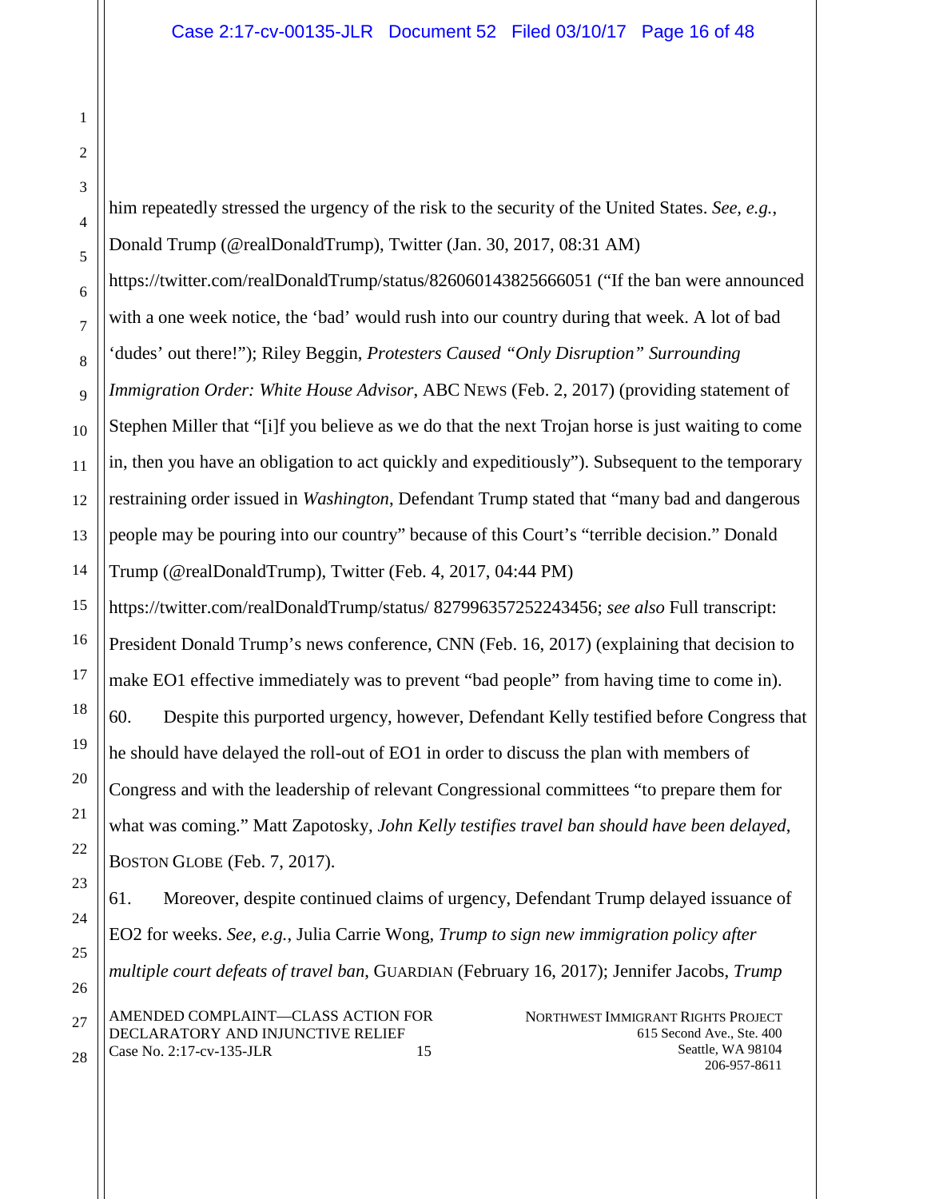him repeatedly stressed the urgency of the risk to the security of the United States. *See, e.g.*, Donald Trump (@realDonaldTrump), Twitter (Jan. 30, 2017, 08:31 AM) https://twitter.com/realDonaldTrump/status/826060143825666051 ("If the ban were announced with a one week notice, the 'bad' would rush into our country during that week. A lot of bad 'dudes' out there!"); Riley Beggin, *Protesters Caused "Only Disruption" Surrounding Immigration Order: White House Advisor*, ABC NEWS (Feb. 2, 2017) (providing statement of Stephen Miller that "[i]f you believe as we do that the next Trojan horse is just waiting to come in, then you have an obligation to act quickly and expeditiously"). Subsequent to the temporary restraining order issued in *Washington*, Defendant Trump stated that "many bad and dangerous people may be pouring into our country" because of this Court's "terrible decision." Donald Trump (@realDonaldTrump), Twitter (Feb. 4, 2017, 04:44 PM) https://twitter.com/realDonaldTrump/status/ 827996357252243456; *see also* Full transcript: President Donald Trump's news conference, CNN (Feb. 16, 2017) (explaining that decision to make EO1 effective immediately was to prevent "bad people" from having time to come in).

60. Despite this purported urgency, however, Defendant Kelly testified before Congress that he should have delayed the roll-out of EO1 in order to discuss the plan with members of Congress and with the leadership of relevant Congressional committees "to prepare them for what was coming." Matt Zapotosky, *John Kelly testifies travel ban should have been delayed*, BOSTON GLOBE (Feb. 7, 2017).

61. Moreover, despite continued claims of urgency, Defendant Trump delayed issuance of EO2 for weeks. *See, e.g.*, Julia Carrie Wong, *Trump to sign new immigration policy after multiple court defeats of travel ban*, GUARDIAN (February 16, 2017); Jennifer Jacobs, *Trump*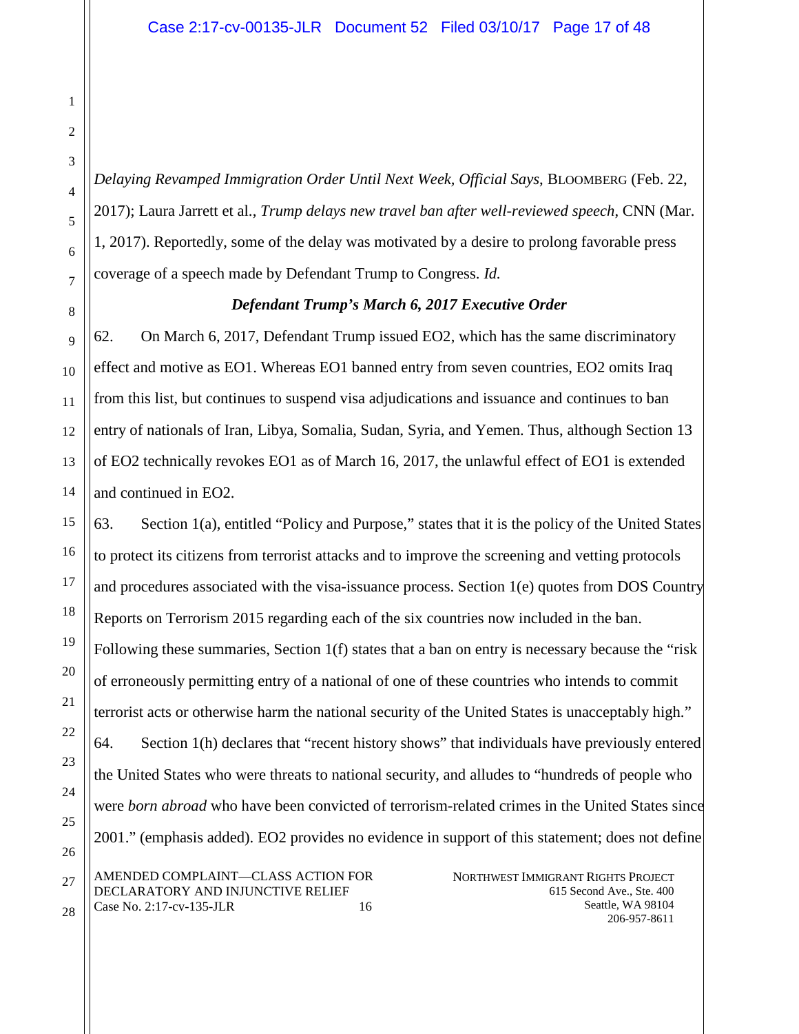*Delaying Revamped Immigration Order Until Next Week, Official Says*, BLOOMBERG (Feb. 22, 2017); Laura Jarrett et al., *Trump delays new travel ban after well-reviewed speech*, CNN (Mar. 1, 2017). Reportedly, some of the delay was motivated by a desire to prolong favorable press coverage of a speech made by Defendant Trump to Congress. *Id.*

***Defendant Trump's March 6, 2017 Executive Order***

62. On March 6, 2017, Defendant Trump issued EO2, which has the same discriminatory effect and motive as EO1. Whereas EO1 banned entry from seven countries, EO2 omits Iraq from this list, but continues to suspend visa adjudications and issuance and continues to ban entry of nationals of Iran, Libya, Somalia, Sudan, Syria, and Yemen. Thus, although Section 13 of EO2 technically revokes EO1 as of March 16, 2017, the unlawful effect of EO1 is extended and continued in EO2.

63. Section 1(a), entitled "Policy and Purpose," states that it is the policy of the United States to protect its citizens from terrorist attacks and to improve the screening and vetting protocols and procedures associated with the visa-issuance process. Section 1(e) quotes from DOS Country Reports on Terrorism 2015 regarding each of the six countries now included in the ban. Following these summaries, Section 1(f) states that a ban on entry is necessary because the "risk of erroneously permitting entry of a national of one of these countries who intends to commit terrorist acts or otherwise harm the national security of the United States is unacceptably high."

64. Section 1(h) declares that "recent history shows" that individuals have previously entered the United States who were threats to national security, and alludes to "hundreds of people who were *born abroad* who have been convicted of terrorism-related crimes in the United States since 2001." (emphasis added). EO2 provides no evidence in support of this statement; does not define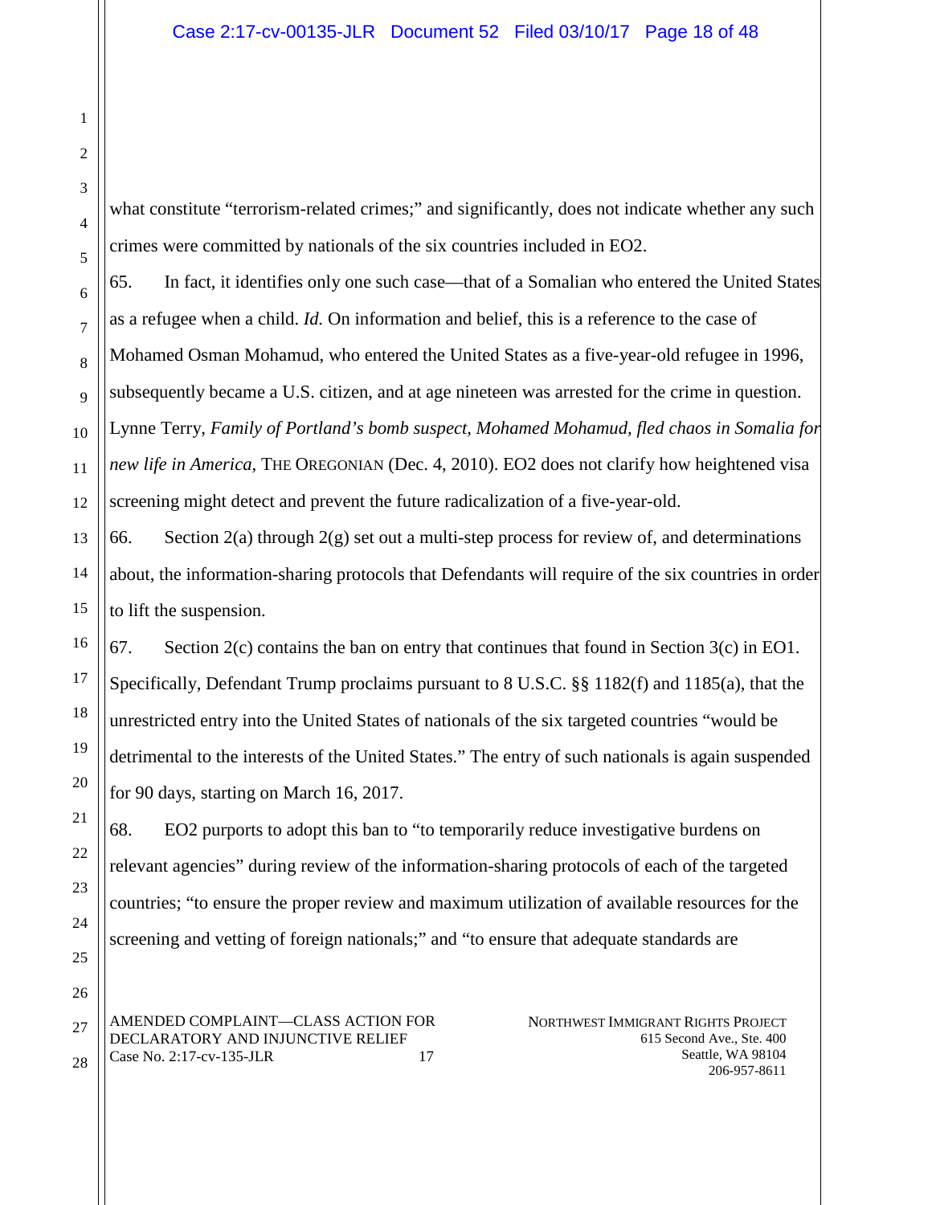what constitute "terrorism-related crimes;" and significantly, does not indicate whether any such crimes were committed by nationals of the six countries included in EO2.

65. In fact, it identifies only one such case—that of a Somalian who entered the United States as a refugee when a child. *Id.* On information and belief, this is a reference to the case of Mohamed Osman Mohamud, who entered the United States as a five-year-old refugee in 1996, subsequently became a U.S. citizen, and at age nineteen was arrested for the crime in question. Lynne Terry, *Family of Portland's bomb suspect, Mohamed Mohamud, fled chaos in Somalia for new life in America*, THE OREGONIAN (Dec. 4, 2010). EO2 does not clarify how heightened visa screening might detect and prevent the future radicalization of a five-year-old.

66. Section 2(a) through 2(g) set out a multi-step process for review of, and determinations about, the information-sharing protocols that Defendants will require of the six countries in order to lift the suspension.

67. Section 2(c) contains the ban on entry that continues that found in Section 3(c) in EO1. Specifically, Defendant Trump proclaims pursuant to 8 U.S.C. §§ 1182(f) and 1185(a), that the unrestricted entry into the United States of nationals of the six targeted countries "would be detrimental to the interests of the United States." The entry of such nationals is again suspended for 90 days, starting on March 16, 2017.

68. EO2 purports to adopt this ban to "to temporarily reduce investigative burdens on relevant agencies" during review of the information-sharing protocols of each of the targeted countries; "to ensure the proper review and maximum utilization of available resources for the screening and vetting of foreign nationals;" and "to ensure that adequate standards are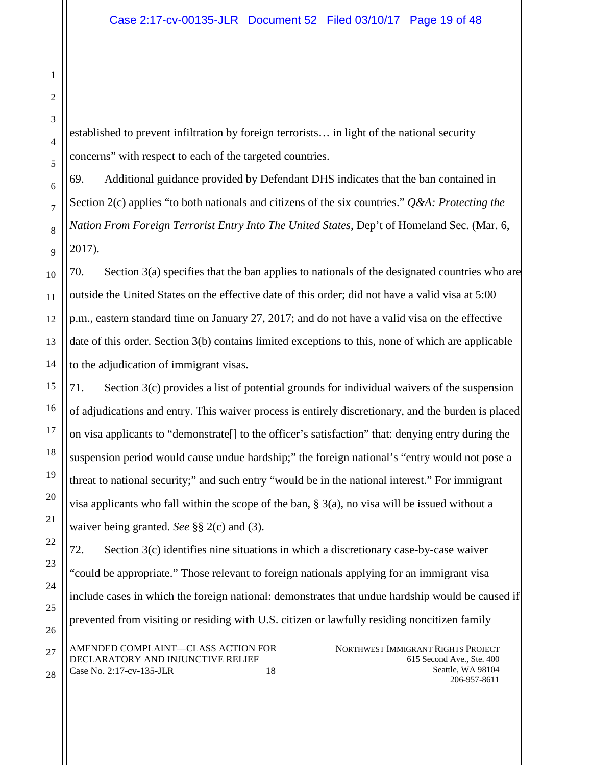established to prevent infiltration by foreign terrorists… in light of the national security concerns" with respect to each of the targeted countries.

69. Additional guidance provided by Defendant DHS indicates that the ban contained in Section 2(c) applies "to both nationals and citizens of the six countries." *Q&A: Protecting the Nation From Foreign Terrorist Entry Into The United States*, Dep't of Homeland Sec. (Mar. 6, 2017).

70. Section 3(a) specifies that the ban applies to nationals of the designated countries who are outside the United States on the effective date of this order; did not have a valid visa at 5:00 p.m., eastern standard time on January 27, 2017; and do not have a valid visa on the effective date of this order. Section 3(b) contains limited exceptions to this, none of which are applicable to the adjudication of immigrant visas.

71. Section 3(c) provides a list of potential grounds for individual waivers of the suspension of adjudications and entry. This waiver process is entirely discretionary, and the burden is placed on visa applicants to "demonstrate[] to the officer's satisfaction" that: denying entry during the suspension period would cause undue hardship;" the foreign national's "entry would not pose a threat to national security;" and such entry "would be in the national interest." For immigrant visa applicants who fall within the scope of the ban, § 3(a), no visa will be issued without a waiver being granted. *See* §§ 2(c) and (3).

72. Section 3(c) identifies nine situations in which a discretionary case-by-case waiver "could be appropriate." Those relevant to foreign nationals applying for an immigrant visa include cases in which the foreign national: demonstrates that undue hardship would be caused if prevented from visiting or residing with U.S. citizen or lawfully residing noncitizen family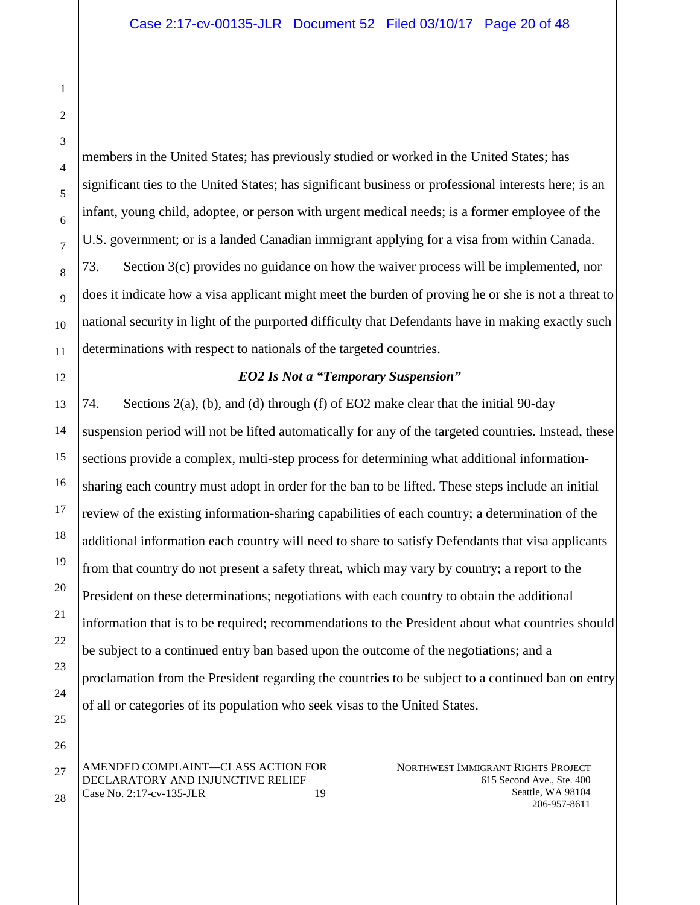members in the United States; has previously studied or worked in the United States; has significant ties to the United States; has significant business or professional interests here; is an infant, young child, adoptee, or person with urgent medical needs; is a former employee of the U.S. government; or is a landed Canadian immigrant applying for a visa from within Canada.

73. Section 3(c) provides no guidance on how the waiver process will be implemented, nor does it indicate how a visa applicant might meet the burden of proving he or she is not a threat to national security in light of the purported difficulty that Defendants have in making exactly such determinations with respect to nationals of the targeted countries.

***EO2 Is Not a "Temporary Suspension"***

74. Sections 2(a), (b), and (d) through (f) of EO2 make clear that the initial 90-day suspension period will not be lifted automatically for any of the targeted countries. Instead, these sections provide a complex, multi-step process for determining what additional information-sharing each country must adopt in order for the ban to be lifted. These steps include an initial review of the existing information-sharing capabilities of each country; a determination of the additional information each country will need to share to satisfy Defendants that visa applicants from that country do not present a safety threat, which may vary by country; a report to the President on these determinations; negotiations with each country to obtain the additional information that is to be required; recommendations to the President about what countries should be subject to a continued entry ban based upon the outcome of the negotiations; and a proclamation from the President regarding the countries to be subject to a continued ban on entry of all or categories of its population who seek visas to the United States.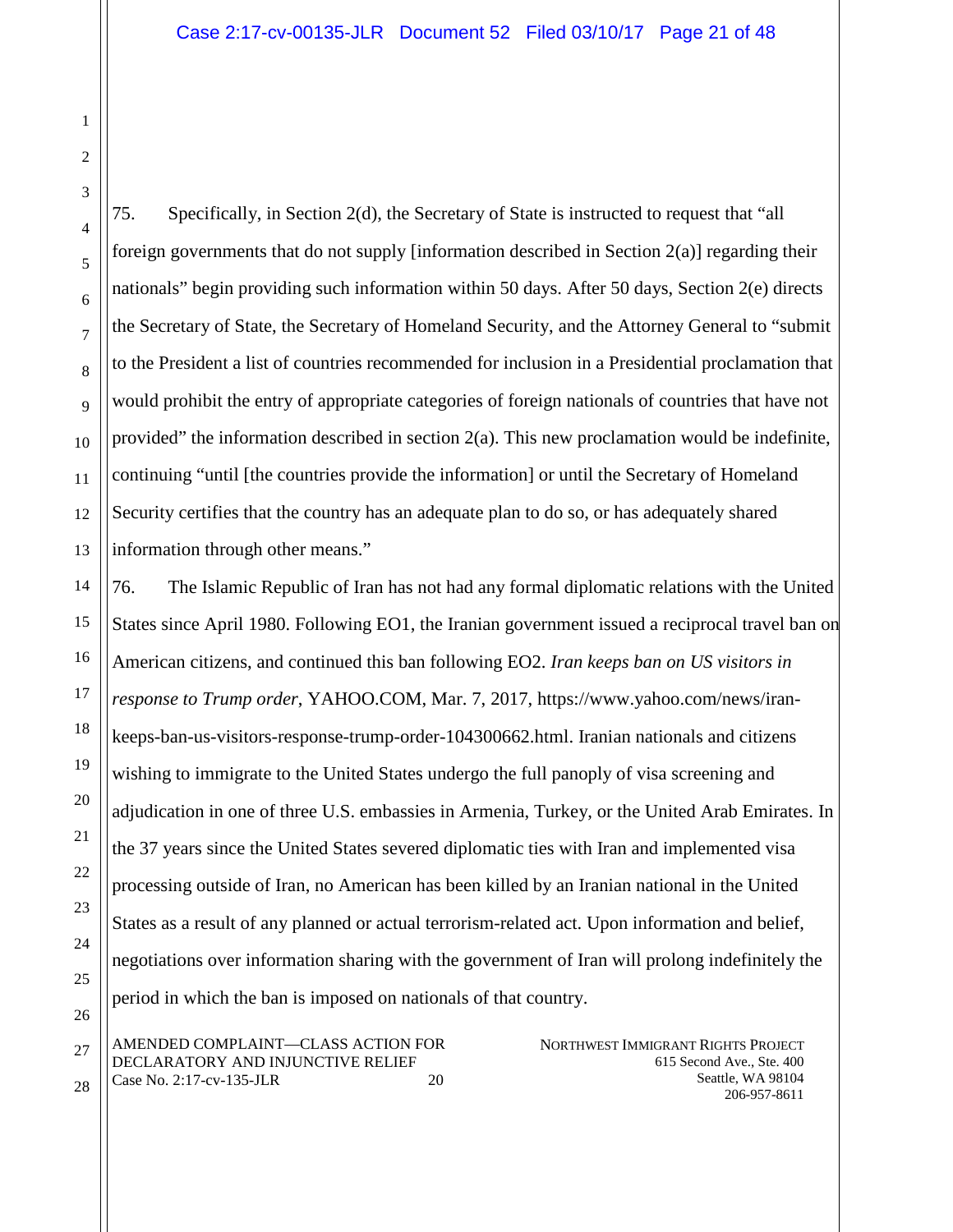75. Specifically, in Section 2(d), the Secretary of State is instructed to request that "all foreign governments that do not supply [information described in Section 2(a)] regarding their nationals" begin providing such information within 50 days. After 50 days, Section 2(e) directs the Secretary of State, the Secretary of Homeland Security, and the Attorney General to "submit to the President a list of countries recommended for inclusion in a Presidential proclamation that would prohibit the entry of appropriate categories of foreign nationals of countries that have not provided" the information described in section 2(a). This new proclamation would be indefinite, continuing "until [the countries provide the information] or until the Secretary of Homeland Security certifies that the country has an adequate plan to do so, or has adequately shared information through other means."

76. The Islamic Republic of Iran has not had any formal diplomatic relations with the United States since April 1980. Following EO1, the Iranian government issued a reciprocal travel ban on American citizens, and continued this ban following EO2. *Iran keeps ban on US visitors in response to Trump order*, YAHOO.COM, Mar. 7, 2017, https://www.yahoo.com/news/iran-keeps-ban-us-visitors-response-trump-order-104300662.html. Iranian nationals and citizens wishing to immigrate to the United States undergo the full panoply of visa screening and adjudication in one of three U.S. embassies in Armenia, Turkey, or the United Arab Emirates. In the 37 years since the United States severed diplomatic ties with Iran and implemented visa processing outside of Iran, no American has been killed by an Iranian national in the United States as a result of any planned or actual terrorism-related act. Upon information and belief, negotiations over information sharing with the government of Iran will prolong indefinitely the period in which the ban is imposed on nationals of that country.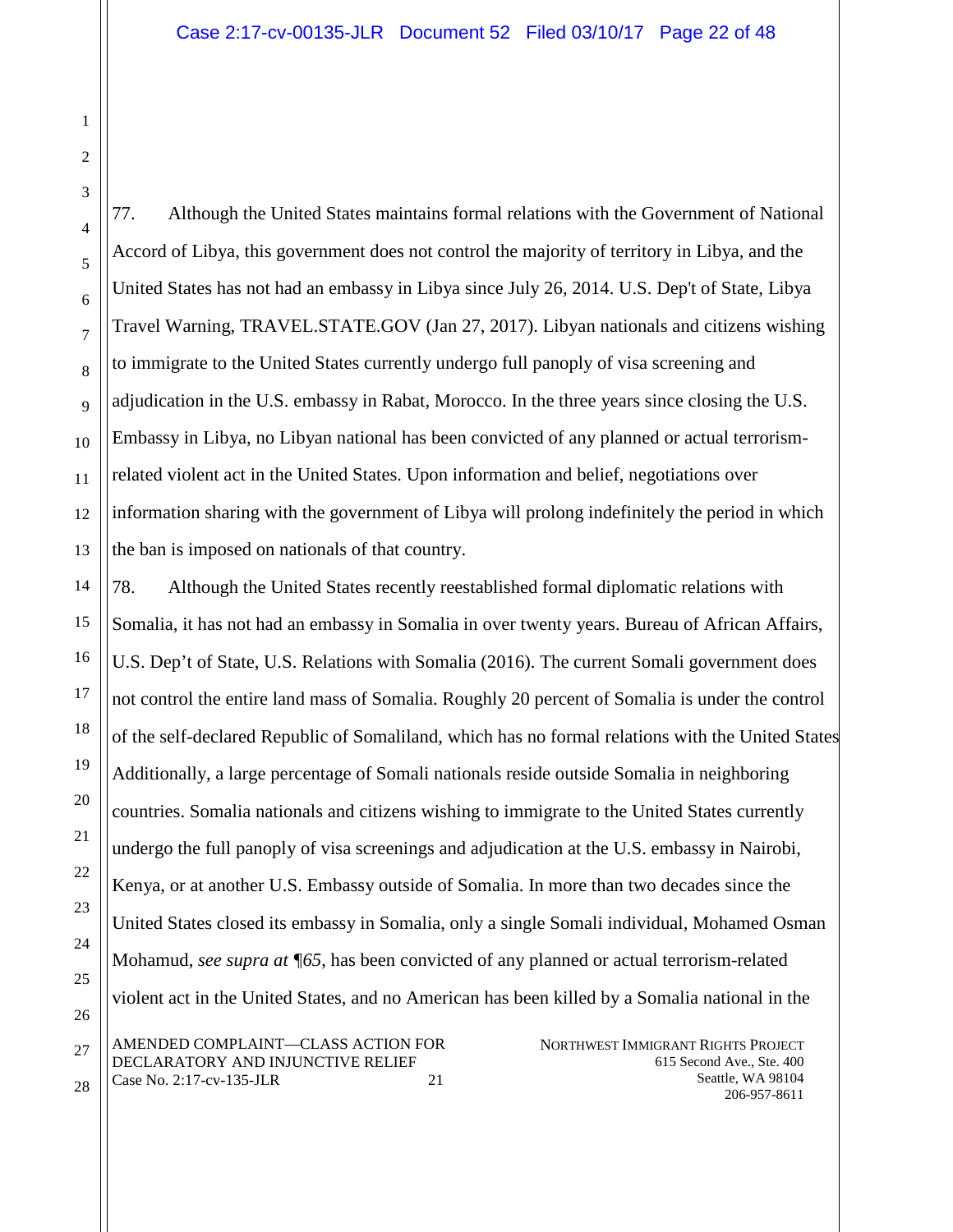77. Although the United States maintains formal relations with the Government of National Accord of Libya, this government does not control the majority of territory in Libya, and the United States has not had an embassy in Libya since July 26, 2014. U.S. Dep't of State, Libya Travel Warning, TRAVEL.STATE.GOV (Jan 27, 2017). Libyan nationals and citizens wishing to immigrate to the United States currently undergo full panoply of visa screening and adjudication in the U.S. embassy in Rabat, Morocco. In the three years since closing the U.S. Embassy in Libya, no Libyan national has been convicted of any planned or actual terrorism-related violent act in the United States. Upon information and belief, negotiations over information sharing with the government of Libya will prolong indefinitely the period in which the ban is imposed on nationals of that country.

78. Although the United States recently reestablished formal diplomatic relations with Somalia, it has not had an embassy in Somalia in over twenty years. Bureau of African Affairs, U.S. Dep't of State, U.S. Relations with Somalia (2016). The current Somali government does not control the entire land mass of Somalia. Roughly 20 percent of Somalia is under the control of the self-declared Republic of Somaliland, which has no formal relations with the United States Additionally, a large percentage of Somali nationals reside outside Somalia in neighboring countries. Somalia nationals and citizens wishing to immigrate to the United States currently undergo the full panoply of visa screenings and adjudication at the U.S. embassy in Nairobi, Kenya, or at another U.S. Embassy outside of Somalia. In more than two decades since the United States closed its embassy in Somalia, only a single Somali individual, Mohamed Osman Mohamud, *see supra at ¶65*, has been convicted of any planned or actual terrorism-related violent act in the United States, and no American has been killed by a Somalia national in the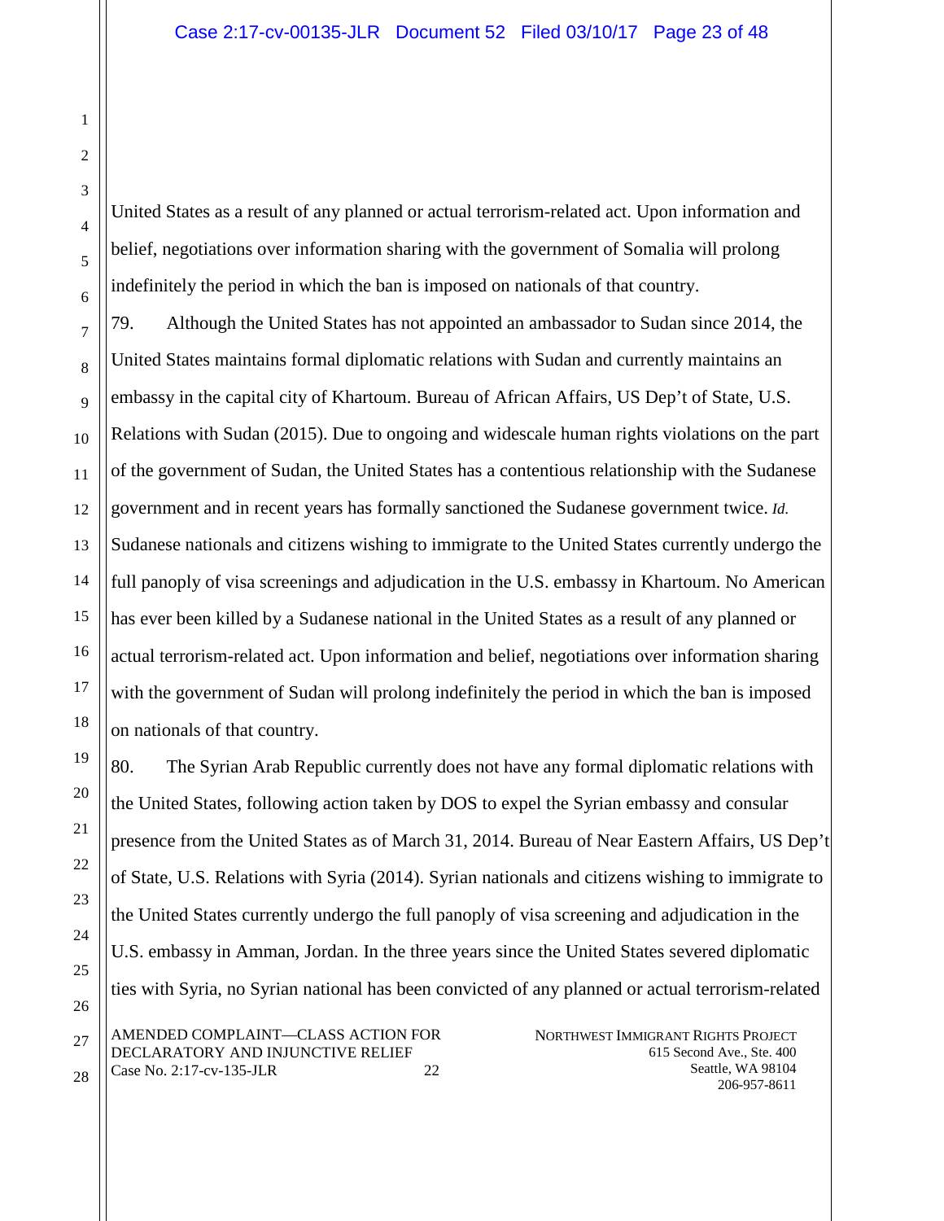United States as a result of any planned or actual terrorism-related act. Upon information and belief, negotiations over information sharing with the government of Somalia will prolong indefinitely the period in which the ban is imposed on nationals of that country.

79. Although the United States has not appointed an ambassador to Sudan since 2014, the United States maintains formal diplomatic relations with Sudan and currently maintains an embassy in the capital city of Khartoum. Bureau of African Affairs, US Dep't of State, U.S. Relations with Sudan (2015). Due to ongoing and widescale human rights violations on the part of the government of Sudan, the United States has a contentious relationship with the Sudanese government and in recent years has formally sanctioned the Sudanese government twice. *Id.* Sudanese nationals and citizens wishing to immigrate to the United States currently undergo the full panoply of visa screenings and adjudication in the U.S. embassy in Khartoum. No American has ever been killed by a Sudanese national in the United States as a result of any planned or actual terrorism-related act. Upon information and belief, negotiations over information sharing with the government of Sudan will prolong indefinitely the period in which the ban is imposed on nationals of that country.

80. The Syrian Arab Republic currently does not have any formal diplomatic relations with the United States, following action taken by DOS to expel the Syrian embassy and consular presence from the United States as of March 31, 2014. Bureau of Near Eastern Affairs, US Dep't of State, U.S. Relations with Syria (2014). Syrian nationals and citizens wishing to immigrate to the United States currently undergo the full panoply of visa screening and adjudication in the U.S. embassy in Amman, Jordan. In the three years since the United States severed diplomatic ties with Syria, no Syrian national has been convicted of any planned or actual terrorism-related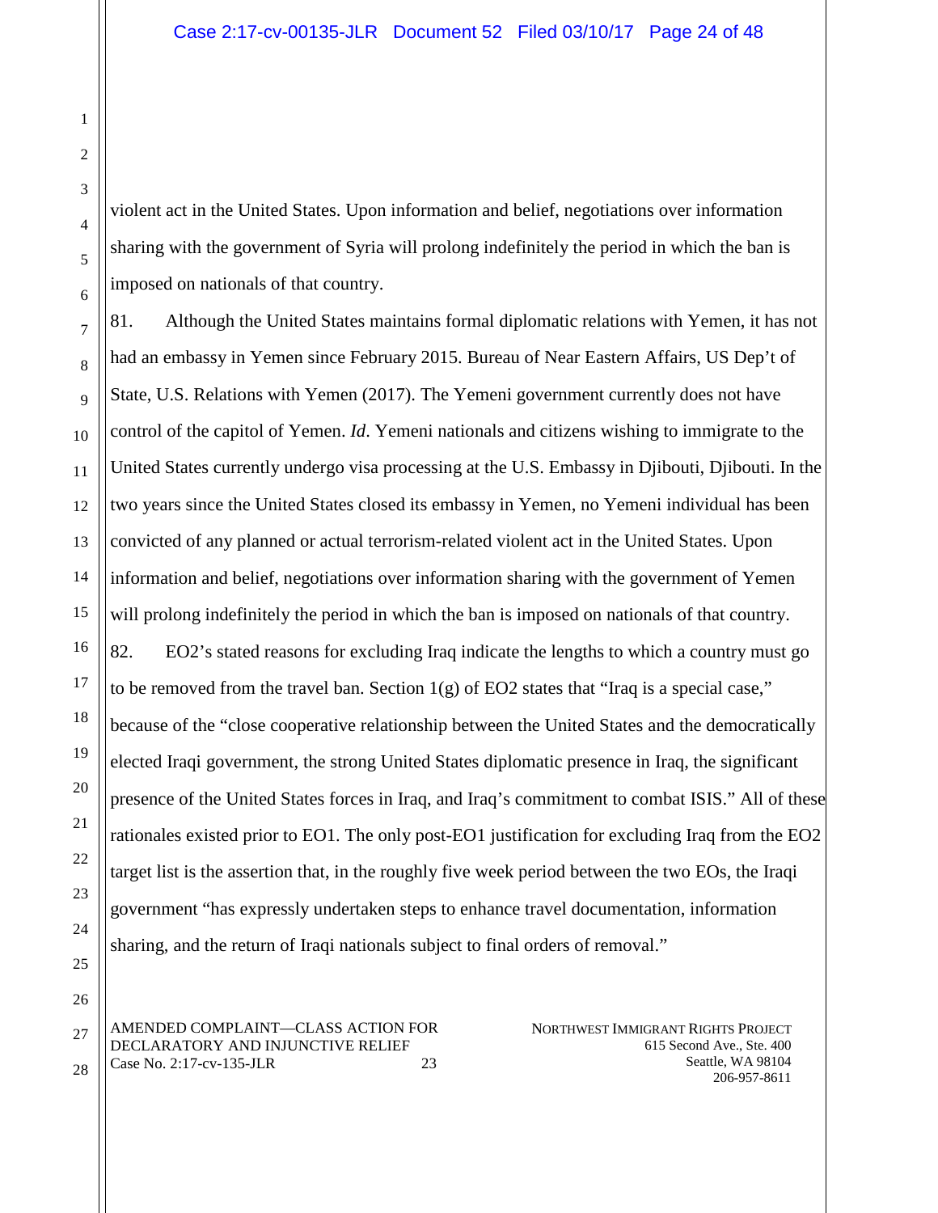violent act in the United States. Upon information and belief, negotiations over information sharing with the government of Syria will prolong indefinitely the period in which the ban is imposed on nationals of that country.

81. Although the United States maintains formal diplomatic relations with Yemen, it has not had an embassy in Yemen since February 2015. Bureau of Near Eastern Affairs, US Dep't of State, U.S. Relations with Yemen (2017). The Yemeni government currently does not have control of the capitol of Yemen. *Id*. Yemeni nationals and citizens wishing to immigrate to the United States currently undergo visa processing at the U.S. Embassy in Djibouti, Djibouti. In the two years since the United States closed its embassy in Yemen, no Yemeni individual has been convicted of any planned or actual terrorism-related violent act in the United States. Upon information and belief, negotiations over information sharing with the government of Yemen will prolong indefinitely the period in which the ban is imposed on nationals of that country.

82. EO2's stated reasons for excluding Iraq indicate the lengths to which a country must go to be removed from the travel ban. Section 1(g) of EO2 states that "Iraq is a special case," because of the "close cooperative relationship between the United States and the democratically elected Iraqi government, the strong United States diplomatic presence in Iraq, the significant presence of the United States forces in Iraq, and Iraq's commitment to combat ISIS." All of these rationales existed prior to EO1. The only post-EO1 justification for excluding Iraq from the EO2 target list is the assertion that, in the roughly five week period between the two EOs, the Iraqi government "has expressly undertaken steps to enhance travel documentation, information sharing, and the return of Iraqi nationals subject to final orders of removal."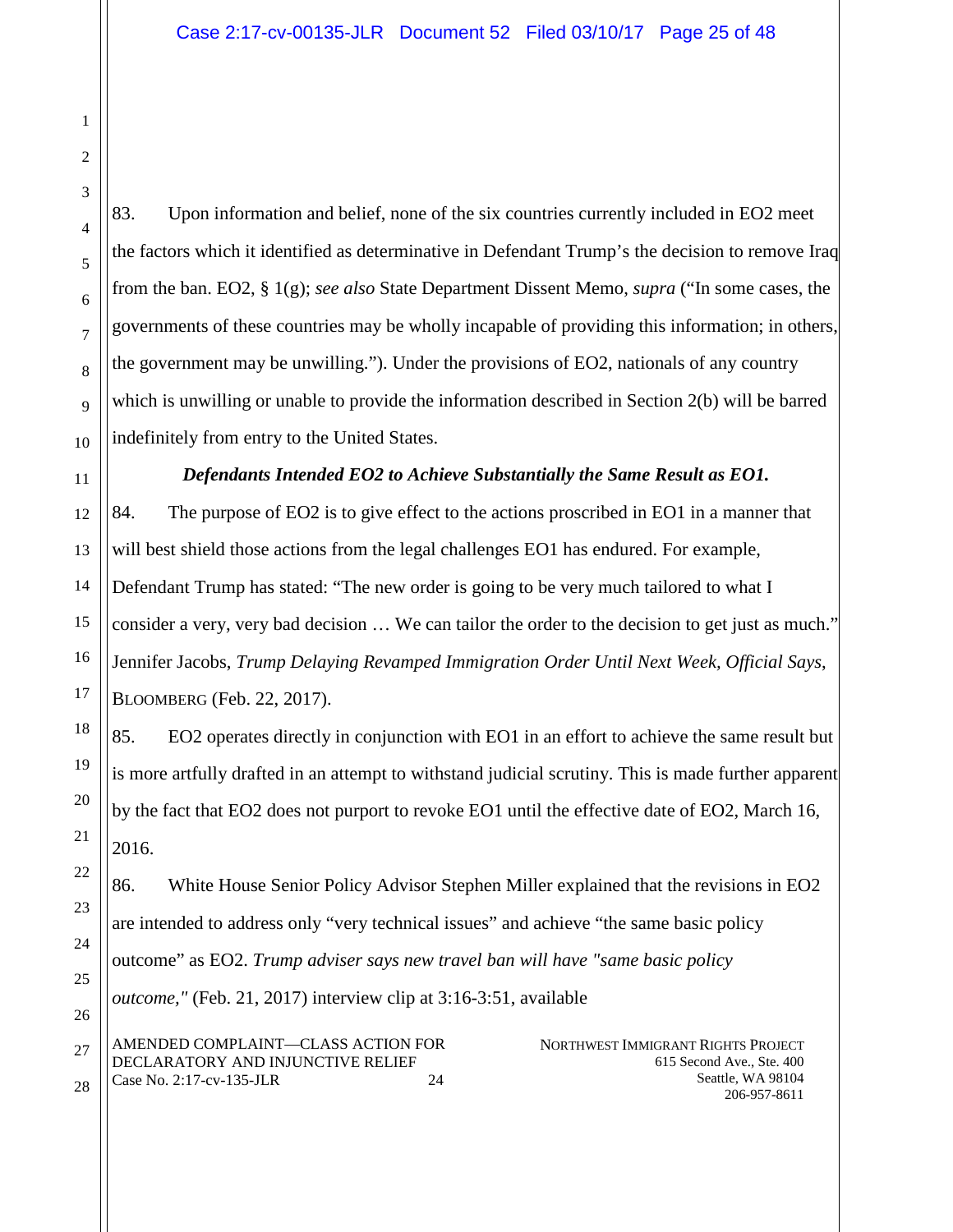83. Upon information and belief, none of the six countries currently included in EO2 meet the factors which it identified as determinative in Defendant Trump's the decision to remove Iraq from the ban. EO2, § 1(g); *see also* State Department Dissent Memo, *supra* ("In some cases, the governments of these countries may be wholly incapable of providing this information; in others, the government may be unwilling."). Under the provisions of EO2, nationals of any country which is unwilling or unable to provide the information described in Section 2(b) will be barred indefinitely from entry to the United States.

***Defendants Intended EO2 to Achieve Substantially the Same Result as EO1.***

84. The purpose of EO2 is to give effect to the actions proscribed in EO1 in a manner that will best shield those actions from the legal challenges EO1 has endured. For example, Defendant Trump has stated: "The new order is going to be very much tailored to what I consider a very, very bad decision … We can tailor the order to the decision to get just as much." Jennifer Jacobs, *Trump Delaying Revamped Immigration Order Until Next Week, Official Says*, BLOOMBERG (Feb. 22, 2017).

85. EO2 operates directly in conjunction with EO1 in an effort to achieve the same result but is more artfully drafted in an attempt to withstand judicial scrutiny. This is made further apparent by the fact that EO2 does not purport to revoke EO1 until the effective date of EO2, March 16, 2016.

86. White House Senior Policy Advisor Stephen Miller explained that the revisions in EO2 are intended to address only "very technical issues" and achieve "the same basic policy outcome" as EO2. *Trump adviser says new travel ban will have "same basic policy outcome,"* (Feb. 21, 2017) interview clip at 3:16-3:51, available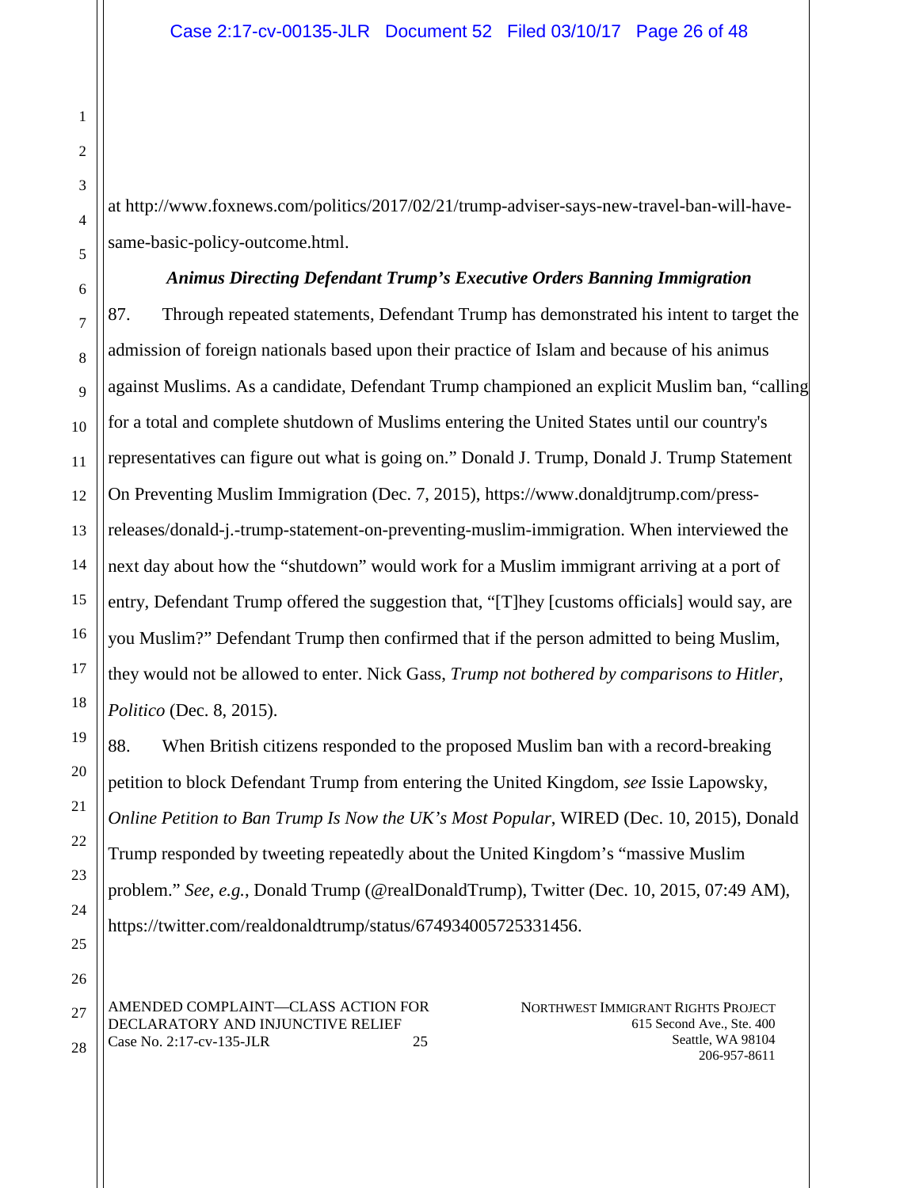at http://www.foxnews.com/politics/2017/02/21/trump-adviser-says-new-travel-ban-will-have-same-basic-policy-outcome.html.

***Animus Directing Defendant Trump's Executive Orders Banning Immigration***

87. Through repeated statements, Defendant Trump has demonstrated his intent to target the admission of foreign nationals based upon their practice of Islam and because of his animus against Muslims. As a candidate, Defendant Trump championed an explicit Muslim ban, "calling for a total and complete shutdown of Muslims entering the United States until our country's representatives can figure out what is going on." Donald J. Trump, Donald J. Trump Statement On Preventing Muslim Immigration (Dec. 7, 2015), https://www.donaldjtrump.com/press-releases/donald-j.-trump-statement-on-preventing-muslim-immigration. When interviewed the next day about how the "shutdown" would work for a Muslim immigrant arriving at a port of entry, Defendant Trump offered the suggestion that, "[T]hey [customs officials] would say, are you Muslim?" Defendant Trump then confirmed that if the person admitted to being Muslim, they would not be allowed to enter. Nick Gass, *Trump not bothered by comparisons to Hitler*, *Politico* (Dec. 8, 2015).

88. When British citizens responded to the proposed Muslim ban with a record-breaking petition to block Defendant Trump from entering the United Kingdom, *see* Issie Lapowsky, *Online Petition to Ban Trump Is Now the UK's Most Popular*, WIRED (Dec. 10, 2015), Donald Trump responded by tweeting repeatedly about the United Kingdom's "massive Muslim problem." *See, e.g.*, Donald Trump (@realDonaldTrump), Twitter (Dec. 10, 2015, 07:49 AM), https://twitter.com/realdonaldtrump/status/674934005725331456.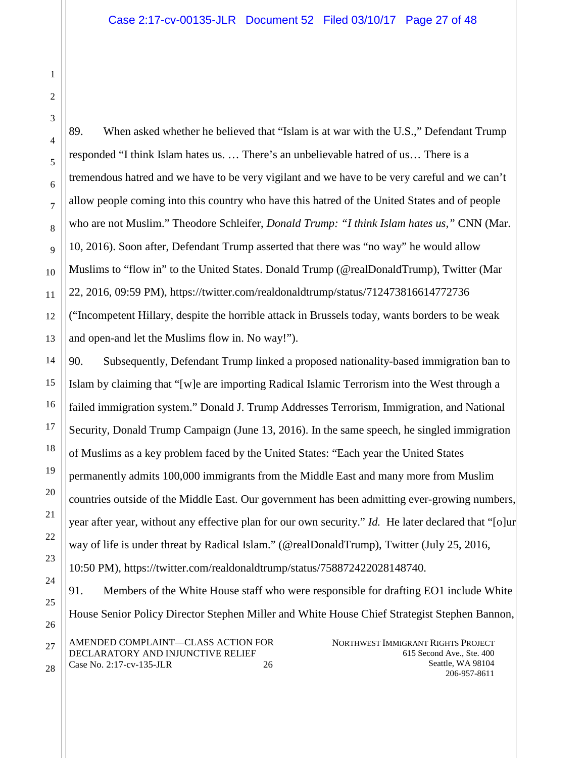89. When asked whether he believed that "Islam is at war with the U.S.," Defendant Trump responded "I think Islam hates us. … There's an unbelievable hatred of us… There is a tremendous hatred and we have to be very vigilant and we have to be very careful and we can't allow people coming into this country who have this hatred of the United States and of people who are not Muslim." Theodore Schleifer, *Donald Trump: "I think Islam hates us,"* CNN (Mar. 10, 2016). Soon after, Defendant Trump asserted that there was "no way" he would allow Muslims to "flow in" to the United States. Donald Trump (@realDonaldTrump), Twitter (Mar 22, 2016, 09:59 PM), https://twitter.com/realdonaldtrump/status/712473816614772736 ("Incompetent Hillary, despite the horrible attack in Brussels today, wants borders to be weak and open-and let the Muslims flow in. No way!").

90. Subsequently, Defendant Trump linked a proposed nationality-based immigration ban to Islam by claiming that "[w]e are importing Radical Islamic Terrorism into the West through a failed immigration system." Donald J. Trump Addresses Terrorism, Immigration, and National Security, Donald Trump Campaign (June 13, 2016). In the same speech, he singled immigration of Muslims as a key problem faced by the United States: "Each year the United States permanently admits 100,000 immigrants from the Middle East and many more from Muslim countries outside of the Middle East. Our government has been admitting ever-growing numbers, year after year, without any effective plan for our own security." *Id.* He later declared that "[o]ur way of life is under threat by Radical Islam." (@realDonaldTrump), Twitter (July 25, 2016, 10:50 PM), https://twitter.com/realdonaldtrump/status/758872422028148740.

91. Members of the White House staff who were responsible for drafting EO1 include White House Senior Policy Director Stephen Miller and White House Chief Strategist Stephen Bannon,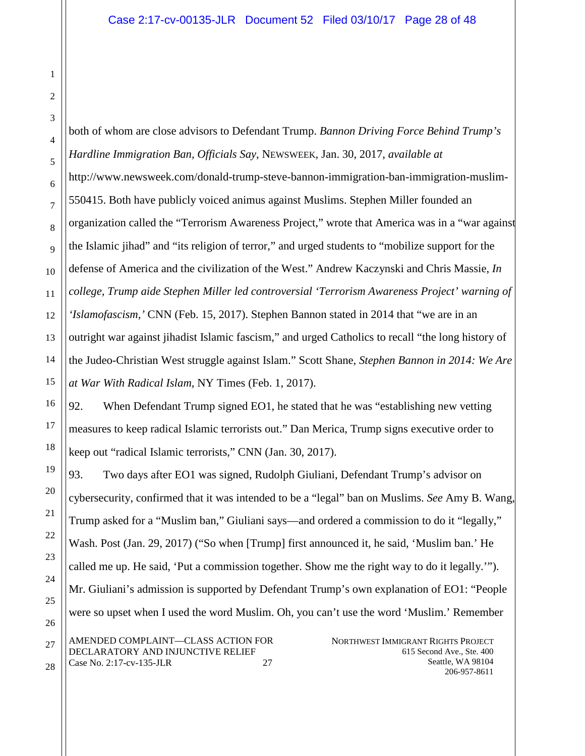both of whom are close advisors to Defendant Trump. *Bannon Driving Force Behind Trump's Hardline Immigration Ban, Officials Say*, NEWSWEEK, Jan. 30, 2017, *available at* http://www.newsweek.com/donald-trump-steve-bannon-immigration-ban-immigration-muslim-550415. Both have publicly voiced animus against Muslims. Stephen Miller founded an organization called the "Terrorism Awareness Project," wrote that America was in a "war against the Islamic jihad" and "its religion of terror," and urged students to "mobilize support for the defense of America and the civilization of the West." Andrew Kaczynski and Chris Massie, *In college, Trump aide Stephen Miller led controversial 'Terrorism Awareness Project' warning of 'Islamofascism,'* CNN (Feb. 15, 2017). Stephen Bannon stated in 2014 that "we are in an outright war against jihadist Islamic fascism," and urged Catholics to recall "the long history of the Judeo-Christian West struggle against Islam." Scott Shane, *Stephen Bannon in 2014: We Are at War With Radical Islam*, NY Times (Feb. 1, 2017).

92. When Defendant Trump signed EO1, he stated that he was "establishing new vetting measures to keep radical Islamic terrorists out." Dan Merica, Trump signs executive order to keep out "radical Islamic terrorists," CNN (Jan. 30, 2017).

93. Two days after EO1 was signed, Rudolph Giuliani, Defendant Trump's advisor on cybersecurity, confirmed that it was intended to be a "legal" ban on Muslims. *See* Amy B. Wang, Trump asked for a "Muslim ban," Giuliani says—and ordered a commission to do it "legally," Wash. Post (Jan. 29, 2017) ("So when [Trump] first announced it, he said, 'Muslim ban.' He called me up. He said, 'Put a commission together. Show me the right way to do it legally.'"). Mr. Giuliani's admission is supported by Defendant Trump's own explanation of EO1: "People were so upset when I used the word Muslim. Oh, you can't use the word 'Muslim.' Remember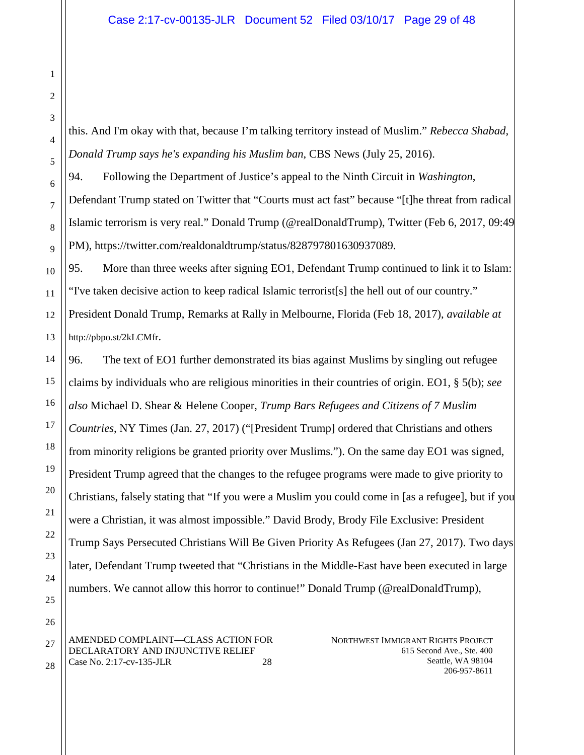this. And I'm okay with that, because I'm talking territory instead of Muslim." *Rebecca Shabad*, *Donald Trump says he's expanding his Muslim ban*, CBS News (July 25, 2016).

94. Following the Department of Justice's appeal to the Ninth Circuit in *Washington*, Defendant Trump stated on Twitter that "Courts must act fast" because "[t]he threat from radical Islamic terrorism is very real." Donald Trump (@realDonaldTrump), Twitter (Feb 6, 2017, 09:49 PM), https://twitter.com/realdonaldtrump/status/828797801630937089.

95. More than three weeks after signing EO1, Defendant Trump continued to link it to Islam: "I've taken decisive action to keep radical Islamic terrorist[s] the hell out of our country." President Donald Trump, Remarks at Rally in Melbourne, Florida (Feb 18, 2017), *available at* http://pbpo.st/2kLCMfr.

96. The text of EO1 further demonstrated its bias against Muslims by singling out refugee claims by individuals who are religious minorities in their countries of origin. EO1, § 5(b); *see also* Michael D. Shear & Helene Cooper, *Trump Bars Refugees and Citizens of 7 Muslim Countries*, NY Times (Jan. 27, 2017) ("[President Trump] ordered that Christians and others from minority religions be granted priority over Muslims."). On the same day EO1 was signed, President Trump agreed that the changes to the refugee programs were made to give priority to Christians, falsely stating that "If you were a Muslim you could come in [as a refugee], but if you were a Christian, it was almost impossible." David Brody, Brody File Exclusive: President Trump Says Persecuted Christians Will Be Given Priority As Refugees (Jan 27, 2017). Two days later, Defendant Trump tweeted that "Christians in the Middle-East have been executed in large numbers. We cannot allow this horror to continue!" Donald Trump (@realDonaldTrump),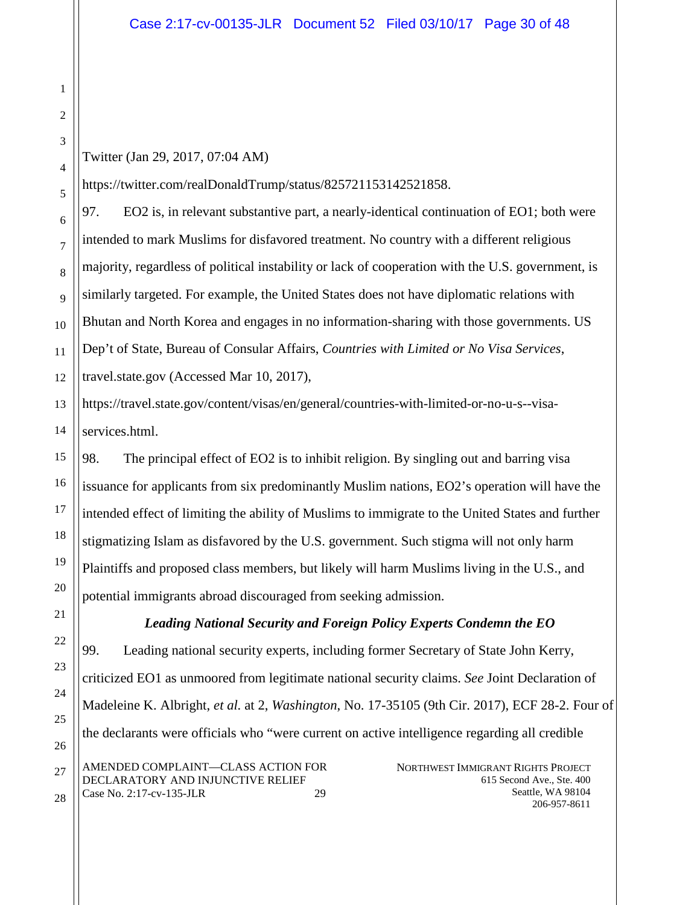Twitter (Jan 29, 2017, 07:04 AM)

https://twitter.com/realDonaldTrump/status/825721153142521858.

97. EO2 is, in relevant substantive part, a nearly-identical continuation of EO1; both were intended to mark Muslims for disfavored treatment. No country with a different religious majority, regardless of political instability or lack of cooperation with the U.S. government, is similarly targeted. For example, the United States does not have diplomatic relations with Bhutan and North Korea and engages in no information-sharing with those governments. US Dep't of State, Bureau of Consular Affairs, *Countries with Limited or No Visa Services*, travel.state.gov (Accessed Mar 10, 2017), https://travel.state.gov/content/visas/en/general/countries-with-limited-or-no-u-s--visa-services.html.

98. The principal effect of EO2 is to inhibit religion. By singling out and barring visa issuance for applicants from six predominantly Muslim nations, EO2's operation will have the intended effect of limiting the ability of Muslims to immigrate to the United States and further stigmatizing Islam as disfavored by the U.S. government. Such stigma will not only harm Plaintiffs and proposed class members, but likely will harm Muslims living in the U.S., and potential immigrants abroad discouraged from seeking admission.

***Leading National Security and Foreign Policy Experts Condemn the EO***

99. Leading national security experts, including former Secretary of State John Kerry, criticized EO1 as unmoored from legitimate national security claims. *See* Joint Declaration of Madeleine K. Albright, *et al.* at 2, *Washington*, No. 17-35105 (9th Cir. 2017), ECF 28-2. Four of the declarants were officials who "were current on active intelligence regarding all credible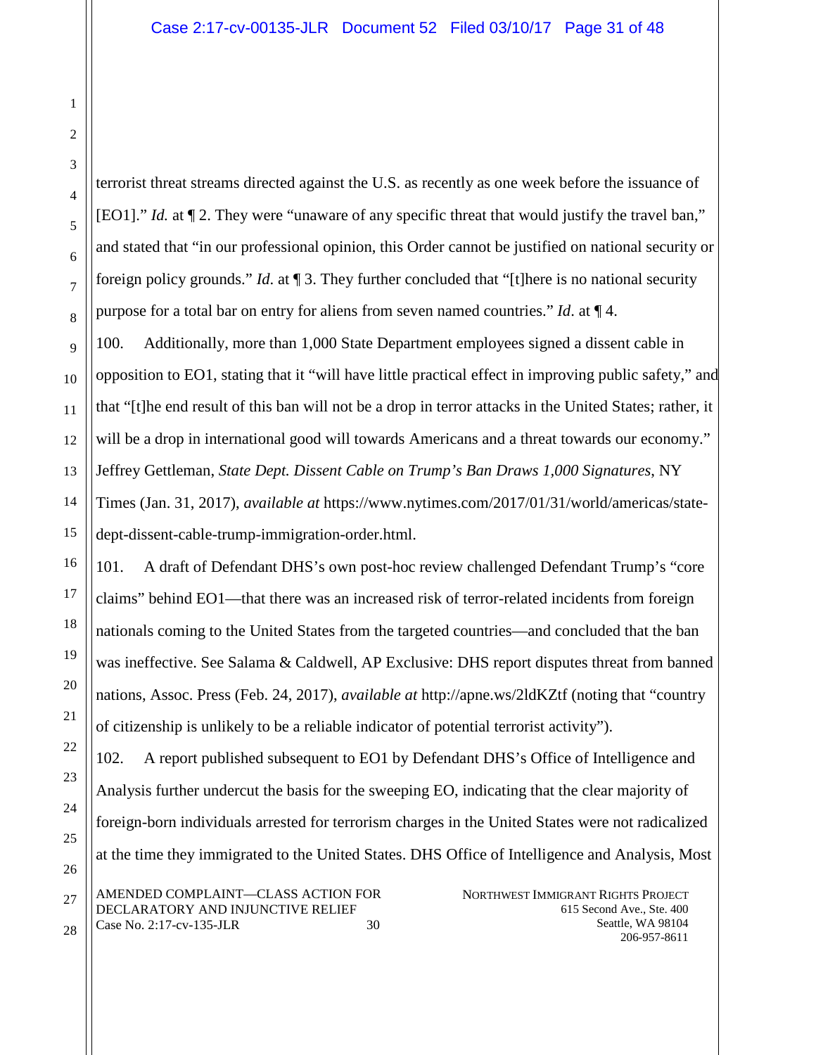terrorist threat streams directed against the U.S. as recently as one week before the issuance of [EO1]." *Id.* at ¶ 2. They were "unaware of any specific threat that would justify the travel ban," and stated that "in our professional opinion, this Order cannot be justified on national security or foreign policy grounds." *Id.* at ¶ 3. They further concluded that "[t]here is no national security purpose for a total bar on entry for aliens from seven named countries." *Id.* at ¶ 4.

100. Additionally, more than 1,000 State Department employees signed a dissent cable in opposition to EO1, stating that it "will have little practical effect in improving public safety," and that "[t]he end result of this ban will not be a drop in terror attacks in the United States; rather, it will be a drop in international good will towards Americans and a threat towards our economy." Jeffrey Gettleman, *State Dept. Dissent Cable on Trump's Ban Draws 1,000 Signatures*, NY Times (Jan. 31, 2017), *available at* https://www.nytimes.com/2017/01/31/world/americas/state-dept-dissent-cable-trump-immigration-order.html.

101. A draft of Defendant DHS's own post-hoc review challenged Defendant Trump's "core claims" behind EO1—that there was an increased risk of terror-related incidents from foreign nationals coming to the United States from the targeted countries—and concluded that the ban was ineffective. See Salama & Caldwell, AP Exclusive: DHS report disputes threat from banned nations, Assoc. Press (Feb. 24, 2017), *available at* http://apne.ws/2ldKZtf (noting that "country of citizenship is unlikely to be a reliable indicator of potential terrorist activity").

102. A report published subsequent to EO1 by Defendant DHS's Office of Intelligence and Analysis further undercut the basis for the sweeping EO, indicating that the clear majority of foreign-born individuals arrested for terrorism charges in the United States were not radicalized at the time they immigrated to the United States. DHS Office of Intelligence and Analysis, Most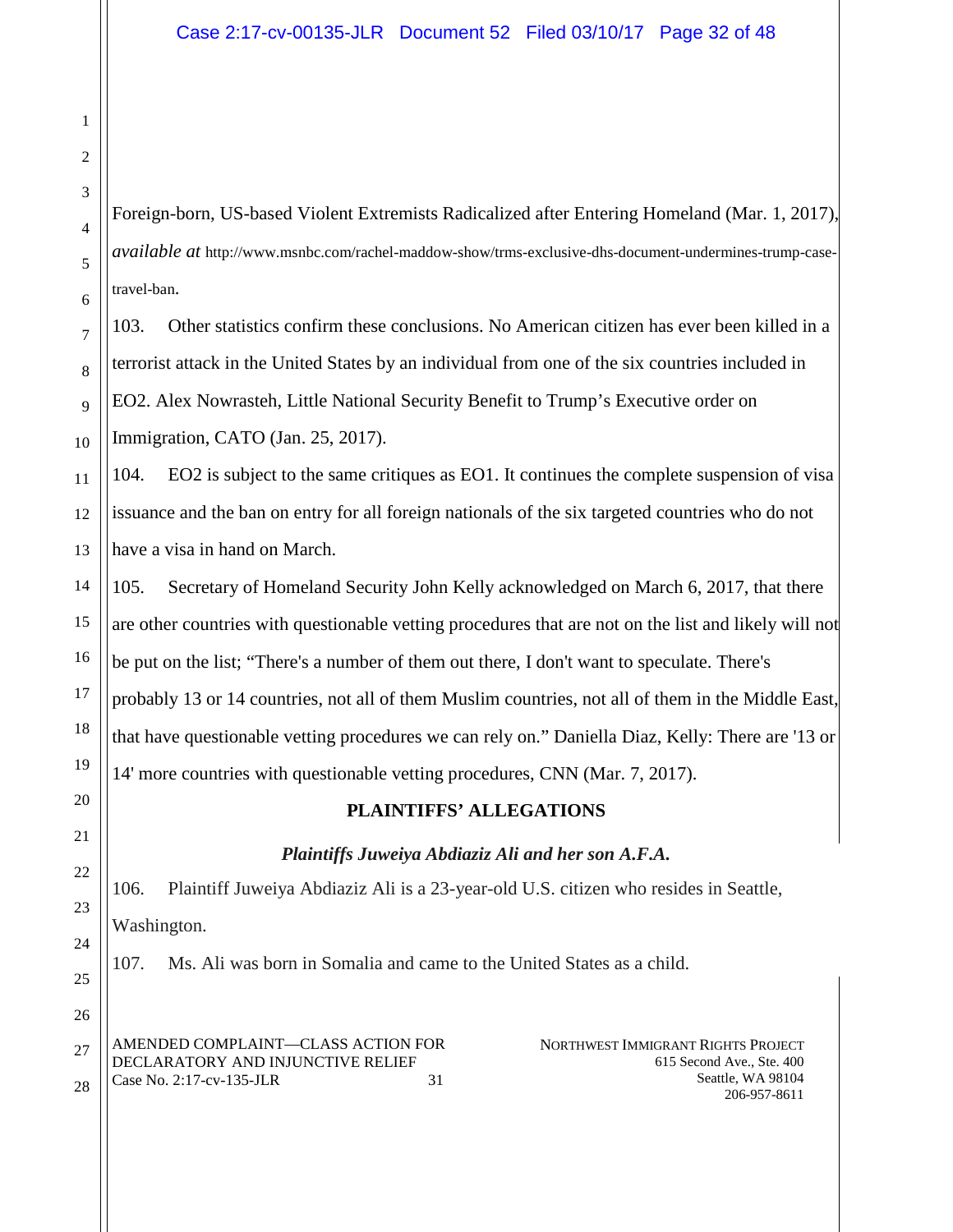Foreign-born, US-based Violent Extremists Radicalized after Entering Homeland (Mar. 1, 2017), *available at* http://www.msnbc.com/rachel-maddow-show/trms-exclusive-dhs-document-undermines-trump-case-travel-ban.

103. Other statistics confirm these conclusions. No American citizen has ever been killed in a terrorist attack in the United States by an individual from one of the six countries included in EO2. Alex Nowrasteh, Little National Security Benefit to Trump's Executive order on Immigration, CATO (Jan. 25, 2017).

104. EO2 is subject to the same critiques as EO1. It continues the complete suspension of visa issuance and the ban on entry for all foreign nationals of the six targeted countries who do not have a visa in hand on March.

105. Secretary of Homeland Security John Kelly acknowledged on March 6, 2017, that there are other countries with questionable vetting procedures that are not on the list and likely will not be put on the list; "There's a number of them out there, I don't want to speculate. There's probably 13 or 14 countries, not all of them Muslim countries, not all of them in the Middle East, that have questionable vetting procedures we can rely on." Daniella Diaz, Kelly: There are '13 or 14' more countries with questionable vetting procedures, CNN (Mar. 7, 2017).

## PLAINTIFFS' ALLEGATIONS

### *Plaintiffs Juweiya Abdiaziz Ali and her son A.F.A.*

106. Plaintiff Juweiya Abdiaziz Ali is a 23-year-old U.S. citizen who resides in Seattle, Washington.

107. Ms. Ali was born in Somalia and came to the United States as a child.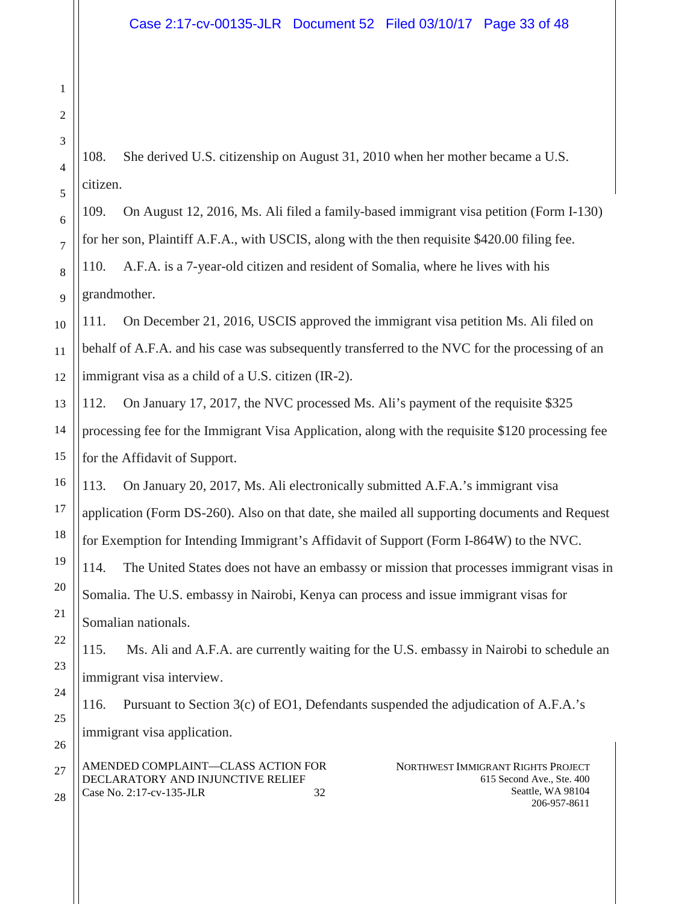108. She derived U.S. citizenship on August 31, 2010 when her mother became a U.S. citizen.

109. On August 12, 2016, Ms. Ali filed a family-based immigrant visa petition (Form I-130) for her son, Plaintiff A.F.A., with USCIS, along with the then requisite $420.00 filing fee.

110. A.F.A. is a 7-year-old citizen and resident of Somalia, where he lives with his grandmother.

111. On December 21, 2016, USCIS approved the immigrant visa petition Ms. Ali filed on behalf of A.F.A. and his case was subsequently transferred to the NVC for the processing of an immigrant visa as a child of a U.S. citizen (IR-2).

112. On January 17, 2017, the NVC processed Ms. Ali's payment of the requisite $325 processing fee for the Immigrant Visa Application, along with the requisite $120 processing fee for the Affidavit of Support.

113. On January 20, 2017, Ms. Ali electronically submitted A.F.A.'s immigrant visa application (Form DS-260). Also on that date, she mailed all supporting documents and Request for Exemption for Intending Immigrant's Affidavit of Support (Form I-864W) to the NVC.

114. The United States does not have an embassy or mission that processes immigrant visas in Somalia. The U.S. embassy in Nairobi, Kenya can process and issue immigrant visas for Somalian nationals.

115. Ms. Ali and A.F.A. are currently waiting for the U.S. embassy in Nairobi to schedule an immigrant visa interview.

116. Pursuant to Section 3(c) of EO1, Defendants suspended the adjudication of A.F.A.'s immigrant visa application.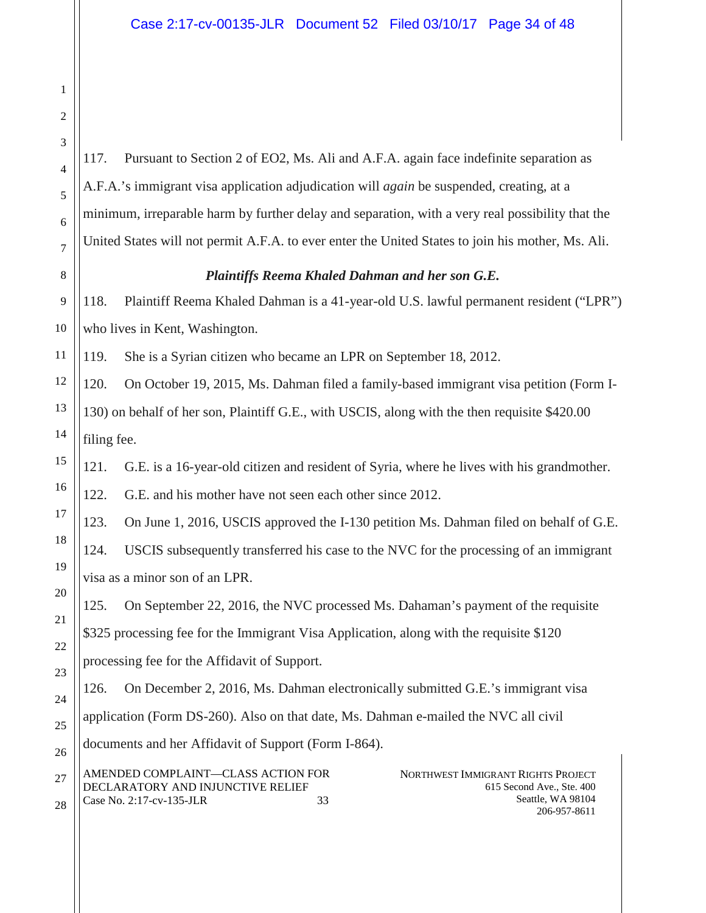117. Pursuant to Section 2 of EO2, Ms. Ali and A.F.A. again face indefinite separation as A.F.A.'s immigrant visa application adjudication will *again* be suspended, creating, at a minimum, irreparable harm by further delay and separation, with a very real possibility that the United States will not permit A.F.A. to ever enter the United States to join his mother, Ms. Ali.

### ***Plaintiffs Reema Khaled Dahman and her son G.E.***

118. Plaintiff Reema Khaled Dahman is a 41-year-old U.S. lawful permanent resident ("LPR") who lives in Kent, Washington.

119. She is a Syrian citizen who became an LPR on September 18, 2012.

120. On October 19, 2015, Ms. Dahman filed a family-based immigrant visa petition (Form I-130) on behalf of her son, Plaintiff G.E., with USCIS, along with the then requisite $420.00 filing fee.

121. G.E. is a 16-year-old citizen and resident of Syria, where he lives with his grandmother.

122. G.E. and his mother have not seen each other since 2012.

123. On June 1, 2016, USCIS approved the I-130 petition Ms. Dahman filed on behalf of G.E.

124. USCIS subsequently transferred his case to the NVC for the processing of an immigrant visa as a minor son of an LPR.

125. On September 22, 2016, the NVC processed Ms. Dahaman's payment of the requisite $325 processing fee for the Immigrant Visa Application, along with the requisite $120 processing fee for the Affidavit of Support.

126. On December 2, 2016, Ms. Dahman electronically submitted G.E.'s immigrant visa application (Form DS-260). Also on that date, Ms. Dahman e-mailed the NVC all civil documents and her Affidavit of Support (Form I-864).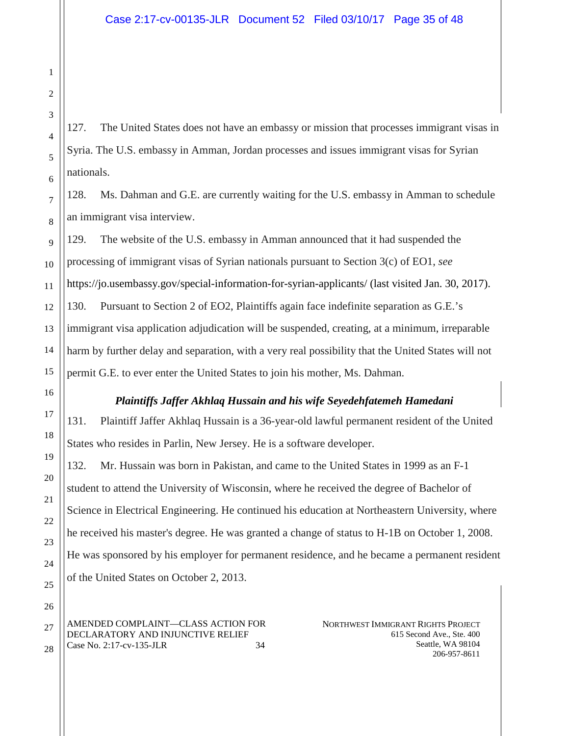127. The United States does not have an embassy or mission that processes immigrant visas in Syria. The U.S. embassy in Amman, Jordan processes and issues immigrant visas for Syrian nationals.

128. Ms. Dahman and G.E. are currently waiting for the U.S. embassy in Amman to schedule an immigrant visa interview.

129. The website of the U.S. embassy in Amman announced that it had suspended the processing of immigrant visas of Syrian nationals pursuant to Section 3(c) of EO1, *see* https://jo.usembassy.gov/special-information-for-syrian-applicants/ (last visited Jan. 30, 2017).

130. Pursuant to Section 2 of EO2, Plaintiffs again face indefinite separation as G.E.'s immigrant visa application adjudication will be suspended, creating, at a minimum, irreparable harm by further delay and separation, with a very real possibility that the United States will not permit G.E. to ever enter the United States to join his mother, Ms. Dahman.

***Plaintiffs Jaffer Akhlaq Hussain and his wife Seyedehfatemeh Hamedani***

131. Plaintiff Jaffer Akhlaq Hussain is a 36-year-old lawful permanent resident of the United States who resides in Parlin, New Jersey. He is a software developer.

132. Mr. Hussain was born in Pakistan, and came to the United States in 1999 as an F-1 student to attend the University of Wisconsin, where he received the degree of Bachelor of Science in Electrical Engineering. He continued his education at Northeastern University, where he received his master's degree. He was granted a change of status to H-1B on October 1, 2008. He was sponsored by his employer for permanent residence, and he became a permanent resident of the United States on October 2, 2013.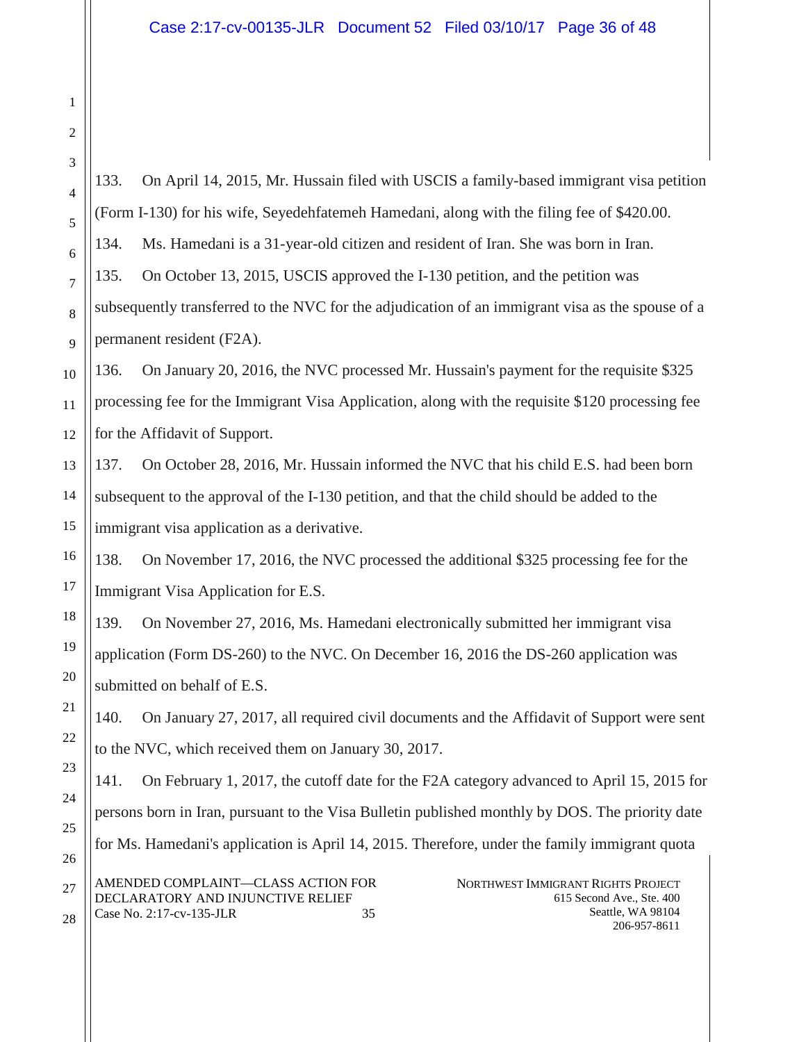133. On April 14, 2015, Mr. Hussain filed with USCIS a family-based immigrant visa petition (Form I-130) for his wife, Seyedehfatemeh Hamedani, along with the filing fee of $420.00.

134. Ms. Hamedani is a 31-year-old citizen and resident of Iran. She was born in Iran.

135. On October 13, 2015, USCIS approved the I-130 petition, and the petition was subsequently transferred to the NVC for the adjudication of an immigrant visa as the spouse of a permanent resident (F2A).

136. On January 20, 2016, the NVC processed Mr. Hussain's payment for the requisite $325 processing fee for the Immigrant Visa Application, along with the requisite $120 processing fee for the Affidavit of Support.

137. On October 28, 2016, Mr. Hussain informed the NVC that his child E.S. had been born subsequent to the approval of the I-130 petition, and that the child should be added to the immigrant visa application as a derivative.

138. On November 17, 2016, the NVC processed the additional $325 processing fee for the Immigrant Visa Application for E.S.

139. On November 27, 2016, Ms. Hamedani electronically submitted her immigrant visa application (Form DS-260) to the NVC. On December 16, 2016 the DS-260 application was submitted on behalf of E.S.

140. On January 27, 2017, all required civil documents and the Affidavit of Support were sent to the NVC, which received them on January 30, 2017.

141. On February 1, 2017, the cutoff date for the F2A category advanced to April 15, 2015 for persons born in Iran, pursuant to the Visa Bulletin published monthly by DOS. The priority date for Ms. Hamedani's application is April 14, 2015. Therefore, under the family immigrant quota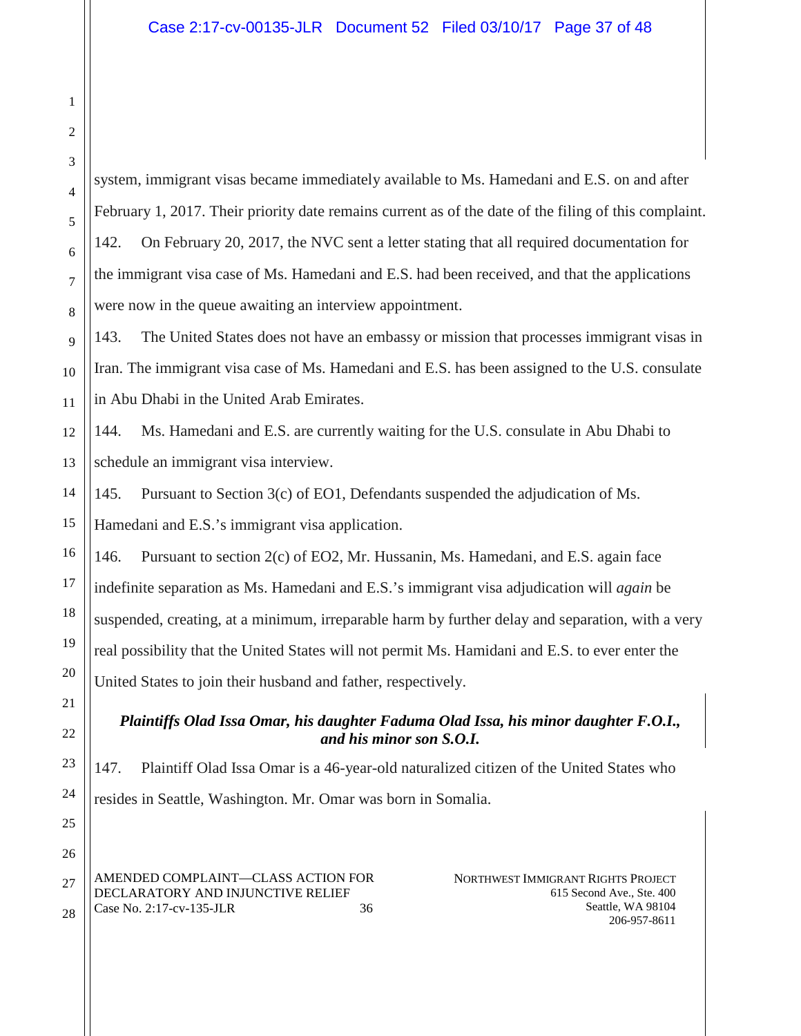system, immigrant visas became immediately available to Ms. Hamedani and E.S. on and after February 1, 2017. Their priority date remains current as of the date of the filing of this complaint.

142. On February 20, 2017, the NVC sent a letter stating that all required documentation for the immigrant visa case of Ms. Hamedani and E.S. had been received, and that the applications were now in the queue awaiting an interview appointment.

143. The United States does not have an embassy or mission that processes immigrant visas in Iran. The immigrant visa case of Ms. Hamedani and E.S. has been assigned to the U.S. consulate in Abu Dhabi in the United Arab Emirates.

144. Ms. Hamedani and E.S. are currently waiting for the U.S. consulate in Abu Dhabi to schedule an immigrant visa interview.

145. Pursuant to Section 3(c) of EO1, Defendants suspended the adjudication of Ms. Hamedani and E.S.'s immigrant visa application.

146. Pursuant to section 2(c) of EO2, Mr. Hussanin, Ms. Hamedani, and E.S. again face indefinite separation as Ms. Hamedani and E.S.'s immigrant visa adjudication will *again* be suspended, creating, at a minimum, irreparable harm by further delay and separation, with a very real possibility that the United States will not permit Ms. Hamidani and E.S. to ever enter the United States to join their husband and father, respectively.

***Plaintiffs Olad Issa Omar, his daughter Faduma Olad Issa, his minor daughter F.O.I., and his minor son S.O.I.***

147. Plaintiff Olad Issa Omar is a 46-year-old naturalized citizen of the United States who resides in Seattle, Washington. Mr. Omar was born in Somalia.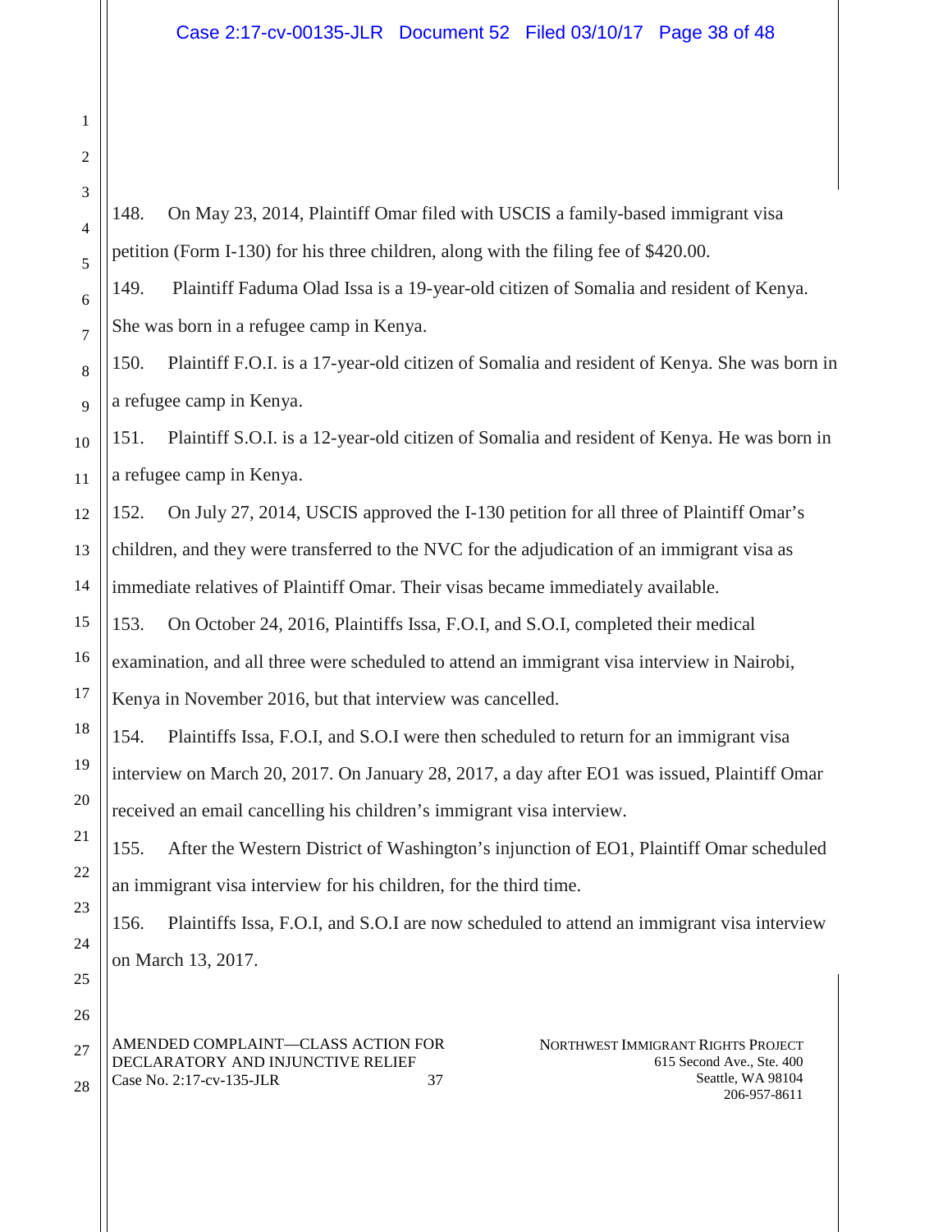148. On May 23, 2014, Plaintiff Omar filed with USCIS a family-based immigrant visa petition (Form I-130) for his three children, along with the filing fee of $420.00.

149. Plaintiff Faduma Olad Issa is a 19-year-old citizen of Somalia and resident of Kenya. She was born in a refugee camp in Kenya.

150. Plaintiff F.O.I. is a 17-year-old citizen of Somalia and resident of Kenya. She was born in a refugee camp in Kenya.

151. Plaintiff S.O.I. is a 12-year-old citizen of Somalia and resident of Kenya. He was born in a refugee camp in Kenya.

152. On July 27, 2014, USCIS approved the I-130 petition for all three of Plaintiff Omar's children, and they were transferred to the NVC for the adjudication of an immigrant visa as immediate relatives of Plaintiff Omar. Their visas became immediately available.

153. On October 24, 2016, Plaintiffs Issa, F.O.I, and S.O.I, completed their medical examination, and all three were scheduled to attend an immigrant visa interview in Nairobi, Kenya in November 2016, but that interview was cancelled.

154. Plaintiffs Issa, F.O.I, and S.O.I were then scheduled to return for an immigrant visa interview on March 20, 2017. On January 28, 2017, a day after EO1 was issued, Plaintiff Omar received an email cancelling his children's immigrant visa interview.

155. After the Western District of Washington's injunction of EO1, Plaintiff Omar scheduled an immigrant visa interview for his children, for the third time.

156. Plaintiffs Issa, F.O.I, and S.O.I are now scheduled to attend an immigrant visa interview on March 13, 2017.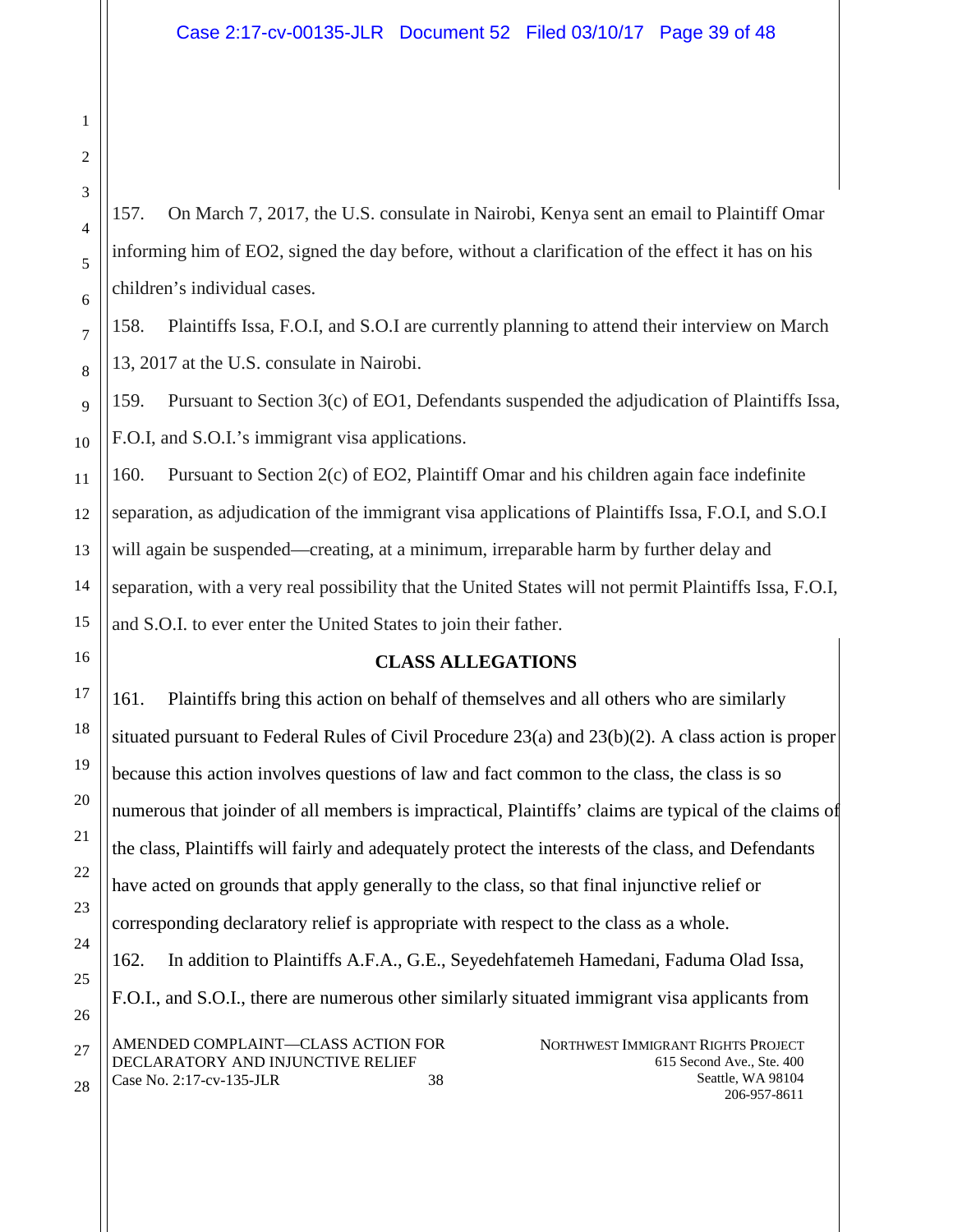157. On March 7, 2017, the U.S. consulate in Nairobi, Kenya sent an email to Plaintiff Omar informing him of EO2, signed the day before, without a clarification of the effect it has on his children's individual cases.

158. Plaintiffs Issa, F.O.I, and S.O.I are currently planning to attend their interview on March 13, 2017 at the U.S. consulate in Nairobi.

159. Pursuant to Section 3(c) of EO1, Defendants suspended the adjudication of Plaintiffs Issa, F.O.I, and S.O.I.'s immigrant visa applications.

160. Pursuant to Section 2(c) of EO2, Plaintiff Omar and his children again face indefinite separation, as adjudication of the immigrant visa applications of Plaintiffs Issa, F.O.I, and S.O.I will again be suspended—creating, at a minimum, irreparable harm by further delay and separation, with a very real possibility that the United States will not permit Plaintiffs Issa, F.O.I, and S.O.I. to ever enter the United States to join their father.

## CLASS ALLEGATIONS

161. Plaintiffs bring this action on behalf of themselves and all others who are similarly situated pursuant to Federal Rules of Civil Procedure 23(a) and 23(b)(2). A class action is proper because this action involves questions of law and fact common to the class, the class is so numerous that joinder of all members is impractical, Plaintiffs' claims are typical of the claims of the class, Plaintiffs will fairly and adequately protect the interests of the class, and Defendants have acted on grounds that apply generally to the class, so that final injunctive relief or corresponding declaratory relief is appropriate with respect to the class as a whole.

162. In addition to Plaintiffs A.F.A., G.E., Seyedehfatemeh Hamedani, Faduma Olad Issa, F.O.I., and S.O.I., there are numerous other similarly situated immigrant visa applicants from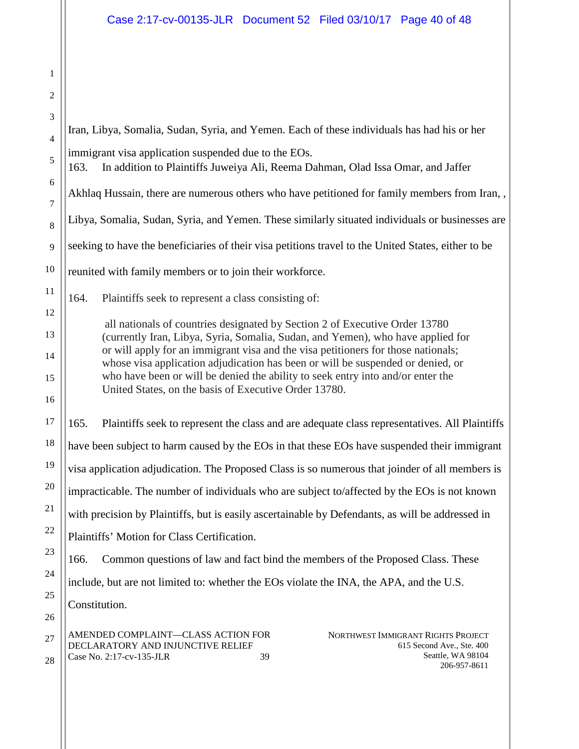Iran, Libya, Somalia, Sudan, Syria, and Yemen. Each of these individuals has had his or her immigrant visa application suspended due to the EOs.

163. In addition to Plaintiffs Juweiya Ali, Reema Dahman, Olad Issa Omar, and Jaffer Akhlaq Hussain, there are numerous others who have petitioned for family members from Iran, , Libya, Somalia, Sudan, Syria, and Yemen. These similarly situated individuals or businesses are seeking to have the beneficiaries of their visa petitions travel to the United States, either to be reunited with family members or to join their workforce.

164. Plaintiffs seek to represent a class consisting of:

> all nationals of countries designated by Section 2 of Executive Order 13780 (currently Iran, Libya, Syria, Somalia, Sudan, and Yemen), who have applied for or will apply for an immigrant visa and the visa petitioners for those nationals; whose visa application adjudication has been or will be suspended or denied, or who have been or will be denied the ability to seek entry into and/or enter the United States, on the basis of Executive Order 13780.

165. Plaintiffs seek to represent the class and are adequate class representatives. All Plaintiffs have been subject to harm caused by the EOs in that these EOs have suspended their immigrant visa application adjudication. The Proposed Class is so numerous that joinder of all members is impracticable. The number of individuals who are subject to/affected by the EOs is not known with precision by Plaintiffs, but is easily ascertainable by Defendants, as will be addressed in Plaintiffs' Motion for Class Certification.

166. Common questions of law and fact bind the members of the Proposed Class. These include, but are not limited to: whether the EOs violate the INA, the APA, and the U.S. Constitution.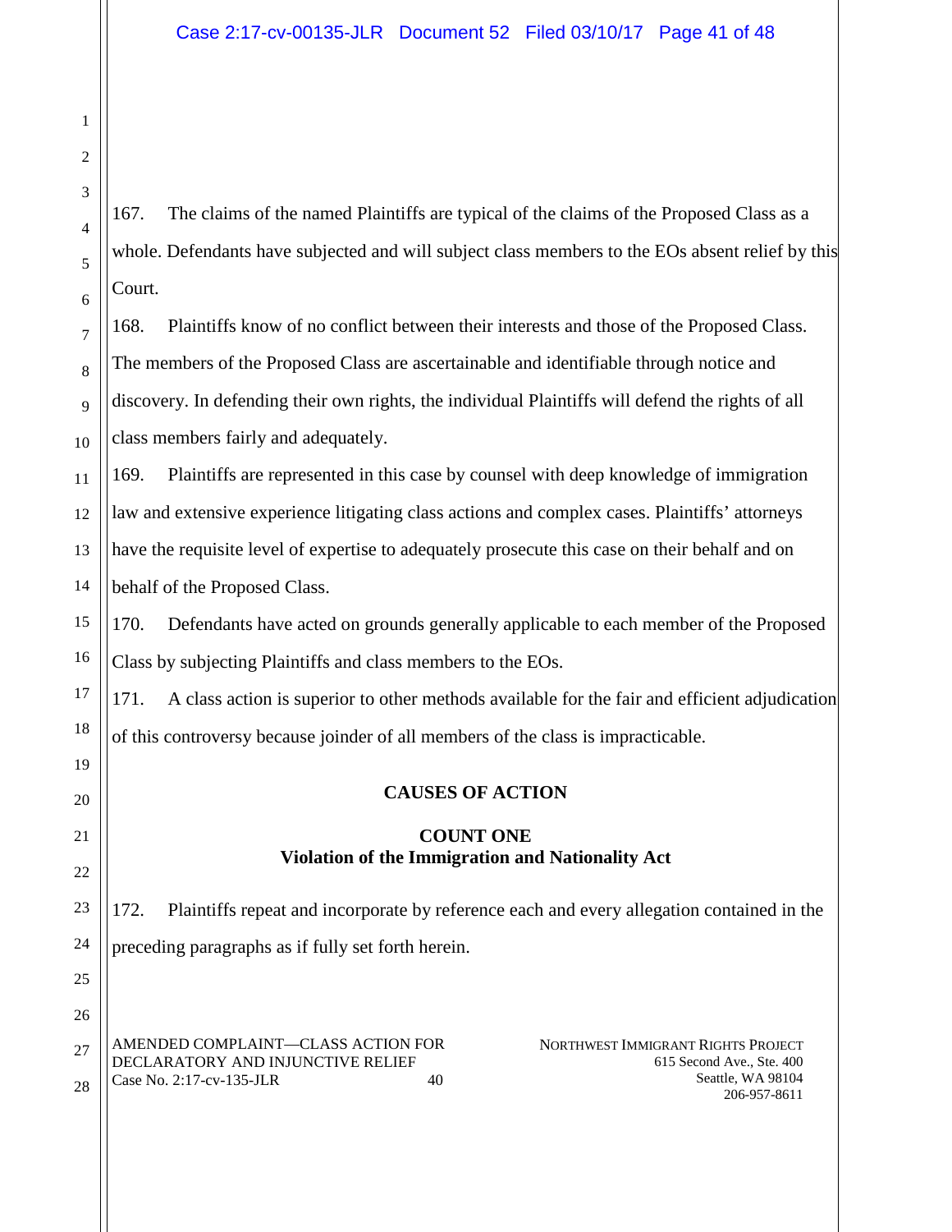167. The claims of the named Plaintiffs are typical of the claims of the Proposed Class as a whole. Defendants have subjected and will subject class members to the EOs absent relief by this Court.

168. Plaintiffs know of no conflict between their interests and those of the Proposed Class. The members of the Proposed Class are ascertainable and identifiable through notice and discovery. In defending their own rights, the individual Plaintiffs will defend the rights of all class members fairly and adequately.

169. Plaintiffs are represented in this case by counsel with deep knowledge of immigration law and extensive experience litigating class actions and complex cases. Plaintiffs' attorneys have the requisite level of expertise to adequately prosecute this case on their behalf and on behalf of the Proposed Class.

170. Defendants have acted on grounds generally applicable to each member of the Proposed Class by subjecting Plaintiffs and class members to the EOs.

171. A class action is superior to other methods available for the fair and efficient adjudication of this controversy because joinder of all members of the class is impracticable.

## CAUSES OF ACTION

### COUNT ONE
### Violation of the Immigration and Nationality Act

172. Plaintiffs repeat and incorporate by reference each and every allegation contained in the preceding paragraphs as if fully set forth herein.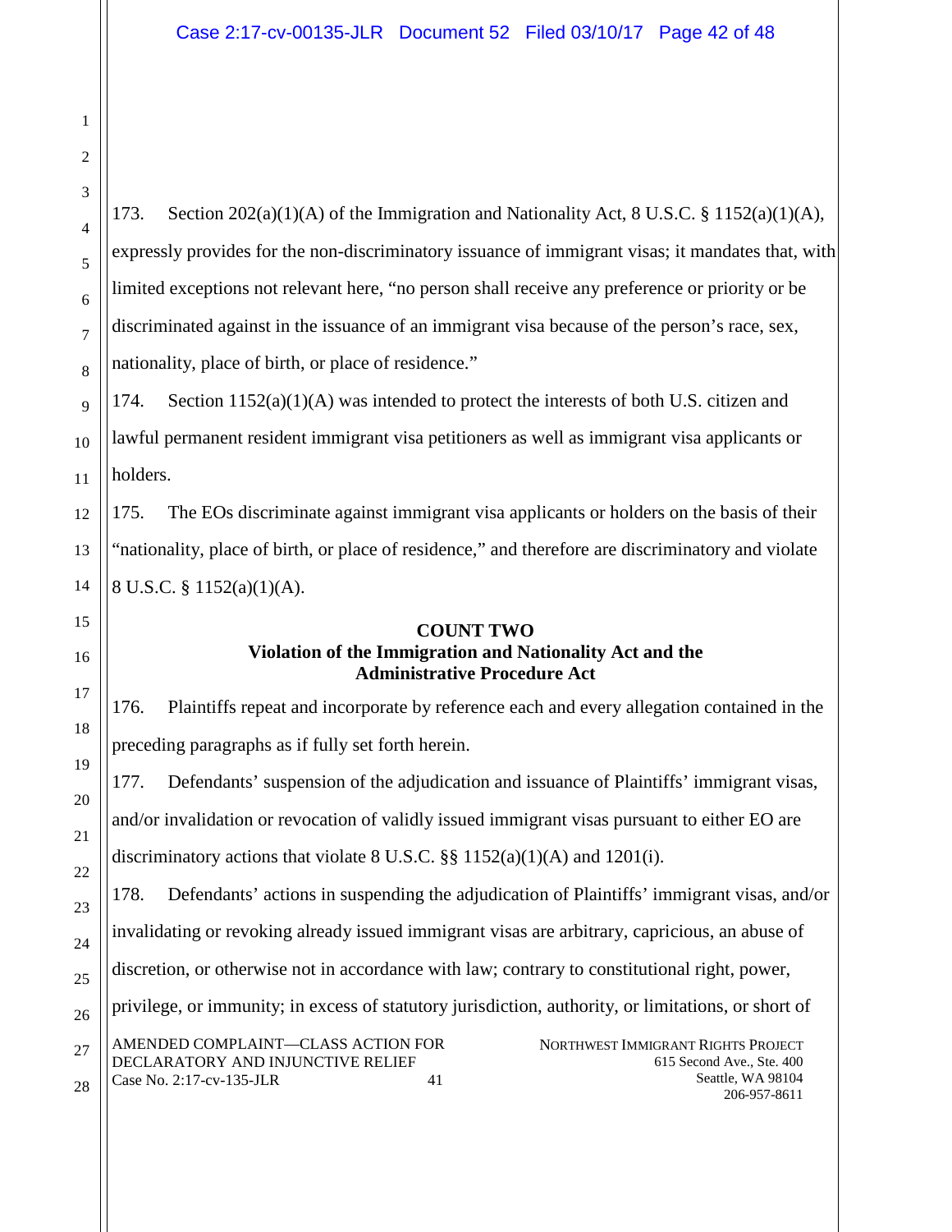173. Section 202(a)(1)(A) of the Immigration and Nationality Act, 8 U.S.C. § 1152(a)(1)(A), expressly provides for the non-discriminatory issuance of immigrant visas; it mandates that, with limited exceptions not relevant here, "no person shall receive any preference or priority or be discriminated against in the issuance of an immigrant visa because of the person's race, sex, nationality, place of birth, or place of residence."

174. Section 1152(a)(1)(A) was intended to protect the interests of both U.S. citizen and lawful permanent resident immigrant visa petitioners as well as immigrant visa applicants or holders.

175. The EOs discriminate against immigrant visa applicants or holders on the basis of their "nationality, place of birth, or place of residence," and therefore are discriminatory and violate 8 U.S.C. § 1152(a)(1)(A).

**COUNT TWO**
**Violation of the Immigration and Nationality Act and the Administrative Procedure Act**

176. Plaintiffs repeat and incorporate by reference each and every allegation contained in the preceding paragraphs as if fully set forth herein.

177. Defendants' suspension of the adjudication and issuance of Plaintiffs' immigrant visas, and/or invalidation or revocation of validly issued immigrant visas pursuant to either EO are discriminatory actions that violate 8 U.S.C. §§ 1152(a)(1)(A) and 1201(i).

178. Defendants' actions in suspending the adjudication of Plaintiffs' immigrant visas, and/or invalidating or revoking already issued immigrant visas are arbitrary, capricious, an abuse of discretion, or otherwise not in accordance with law; contrary to constitutional right, power, privilege, or immunity; in excess of statutory jurisdiction, authority, or limitations, or short of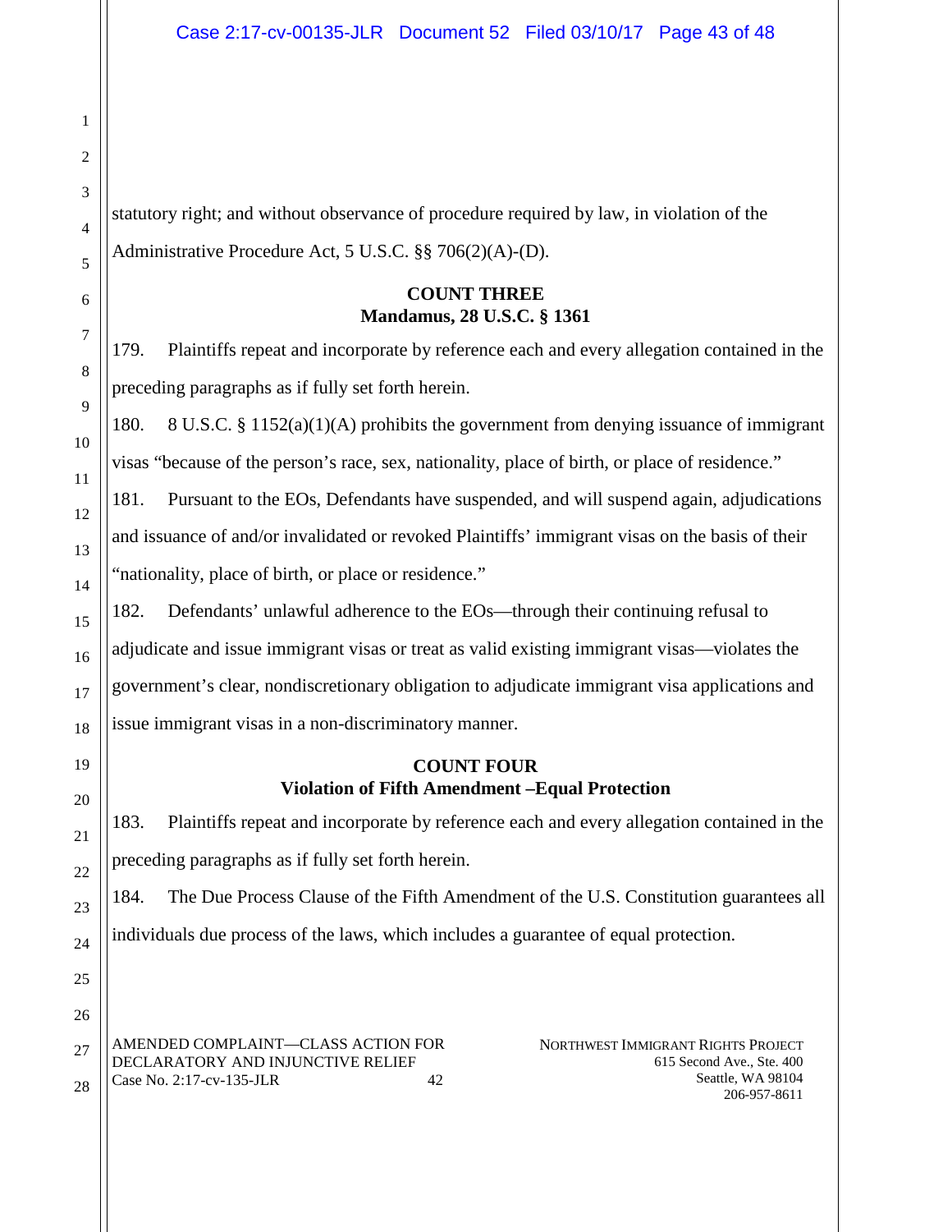statutory right; and without observance of procedure required by law, in violation of the Administrative Procedure Act, 5 U.S.C. §§ 706(2)(A)-(D).

**COUNT THREE**
**Mandamus, 28 U.S.C. § 1361**

179. Plaintiffs repeat and incorporate by reference each and every allegation contained in the preceding paragraphs as if fully set forth herein.

180. 8 U.S.C. § 1152(a)(1)(A) prohibits the government from denying issuance of immigrant visas "because of the person's race, sex, nationality, place of birth, or place of residence."

181. Pursuant to the EOs, Defendants have suspended, and will suspend again, adjudications and issuance of and/or invalidated or revoked Plaintiffs' immigrant visas on the basis of their "nationality, place of birth, or place or residence."

182. Defendants' unlawful adherence to the EOs—through their continuing refusal to adjudicate and issue immigrant visas or treat as valid existing immigrant visas—violates the government's clear, nondiscretionary obligation to adjudicate immigrant visa applications and issue immigrant visas in a non-discriminatory manner.

**COUNT FOUR**
**Violation of Fifth Amendment –Equal Protection**

183. Plaintiffs repeat and incorporate by reference each and every allegation contained in the preceding paragraphs as if fully set forth herein.

184. The Due Process Clause of the Fifth Amendment of the U.S. Constitution guarantees all individuals due process of the laws, which includes a guarantee of equal protection.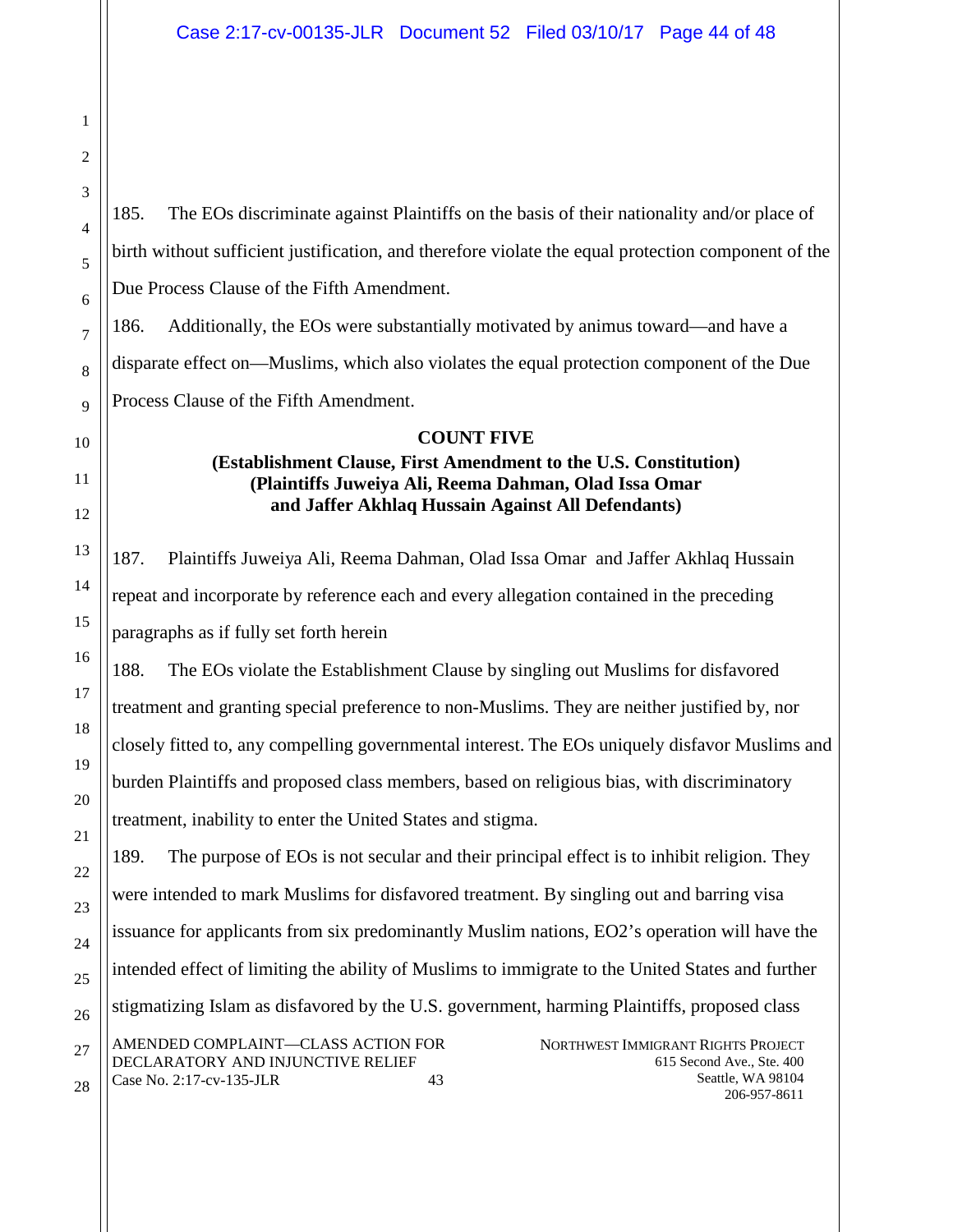185. The EOs discriminate against Plaintiffs on the basis of their nationality and/or place of birth without sufficient justification, and therefore violate the equal protection component of the Due Process Clause of the Fifth Amendment.

186. Additionally, the EOs were substantially motivated by animus toward—and have a disparate effect on—Muslims, which also violates the equal protection component of the Due Process Clause of the Fifth Amendment.

**COUNT FIVE**
**(Establishment Clause, First Amendment to the U.S. Constitution)**
**(Plaintiffs Juweiya Ali, Reema Dahman, Olad Issa Omar and Jaffer Akhlaq Hussain Against All Defendants)**

187. Plaintiffs Juweiya Ali, Reema Dahman, Olad Issa Omar and Jaffer Akhlaq Hussain repeat and incorporate by reference each and every allegation contained in the preceding paragraphs as if fully set forth herein

188. The EOs violate the Establishment Clause by singling out Muslims for disfavored treatment and granting special preference to non-Muslims. They are neither justified by, nor closely fitted to, any compelling governmental interest. The EOs uniquely disfavor Muslims and burden Plaintiffs and proposed class members, based on religious bias, with discriminatory treatment, inability to enter the United States and stigma.

189. The purpose of EOs is not secular and their principal effect is to inhibit religion. They were intended to mark Muslims for disfavored treatment. By singling out and barring visa issuance for applicants from six predominantly Muslim nations, EO2's operation will have the intended effect of limiting the ability of Muslims to immigrate to the United States and further stigmatizing Islam as disfavored by the U.S. government, harming Plaintiffs, proposed class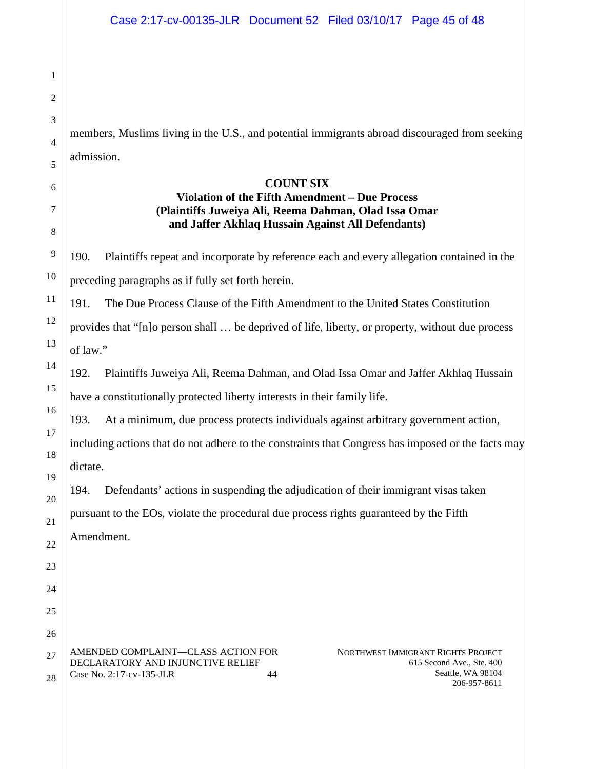members, Muslims living in the U.S., and potential immigrants abroad discouraged from seeking admission.

**COUNT SIX**
**Violation of the Fifth Amendment – Due Process**
**(Plaintiffs Juweiya Ali, Reema Dahman, Olad Issa Omar and Jaffer Akhlaq Hussain Against All Defendants)**

190. Plaintiffs repeat and incorporate by reference each and every allegation contained in the preceding paragraphs as if fully set forth herein.

191. The Due Process Clause of the Fifth Amendment to the United States Constitution provides that "[n]o person shall … be deprived of life, liberty, or property, without due process of law."

192. Plaintiffs Juweiya Ali, Reema Dahman, and Olad Issa Omar and Jaffer Akhlaq Hussain have a constitutionally protected liberty interests in their family life.

193. At a minimum, due process protects individuals against arbitrary government action, including actions that do not adhere to the constraints that Congress has imposed or the facts may dictate.

194. Defendants' actions in suspending the adjudication of their immigrant visas taken pursuant to the EOs, violate the procedural due process rights guaranteed by the Fifth Amendment.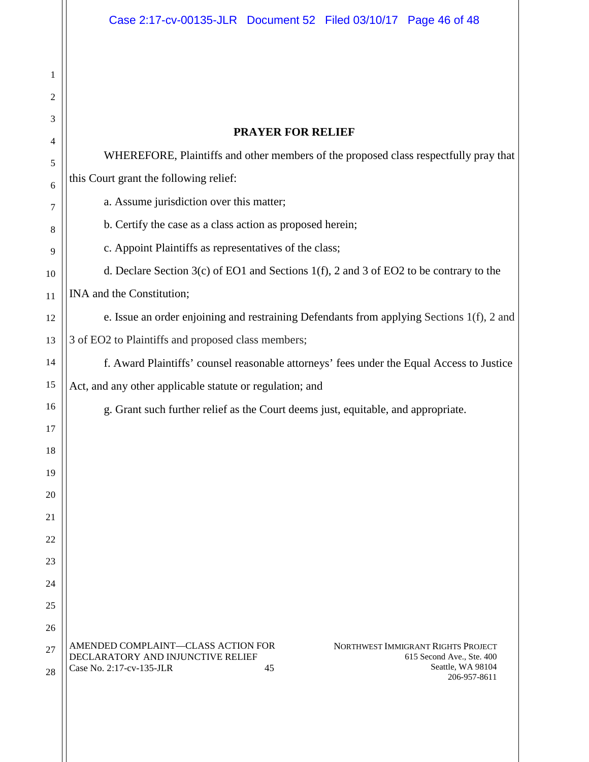## PRAYER FOR RELIEF

WHEREFORE, Plaintiffs and other members of the proposed class respectfully pray that this Court grant the following relief:

a. Assume jurisdiction over this matter;

b. Certify the case as a class action as proposed herein;

c. Appoint Plaintiffs as representatives of the class;

d. Declare Section 3(c) of EO1 and Sections 1(f), 2 and 3 of EO2 to be contrary to the INA and the Constitution;

e. Issue an order enjoining and restraining Defendants from applying Sections 1(f), 2 and 3 of EO2 to Plaintiffs and proposed class members;

f. Award Plaintiffs' counsel reasonable attorneys' fees under the Equal Access to Justice Act, and any other applicable statute or regulation; and

g. Grant such further relief as the Court deems just, equitable, and appropriate.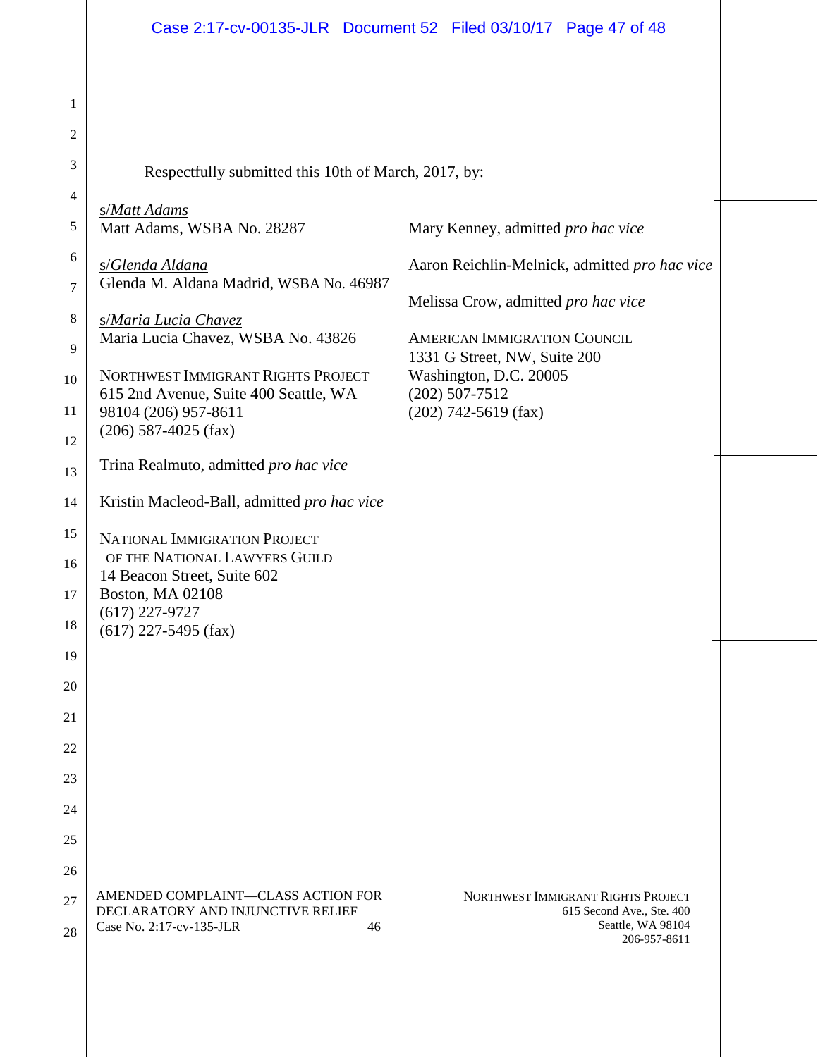Respectfully submitted this 10th of March, 2017, by:

s/*Matt Adams*
Matt Adams, WSBA No. 28287

s/*Glenda Aldana*
Glenda M. Aldana Madrid, WSBA No. 46987

s/*Maria Lucia Chavez*
Maria Lucia Chavez, WSBA No. 43826

NORTHWEST IMMIGRANT RIGHTS PROJECT
615 2nd Avenue, Suite 400 Seattle, WA
98104 (206) 957-8611
(206) 587-4025 (fax)

Trina Realmuto, admitted *pro hac vice*

Kristin Macleod-Ball, admitted *pro hac vice*

NATIONAL IMMIGRATION PROJECT
OF THE NATIONAL LAWYERS GUILD
14 Beacon Street, Suite 602
Boston, MA 02108
(617) 227-9727
(617) 227-5495 (fax)

Mary Kenney, admitted *pro hac vice*

Aaron Reichlin-Melnick, admitted *pro hac vice*

Melissa Crow, admitted *pro hac vice*

AMERICAN IMMIGRATION COUNCIL
1331 G Street, NW, Suite 200
Washington, D.C. 20005
(202) 507-7512
(202) 742-5619 (fax)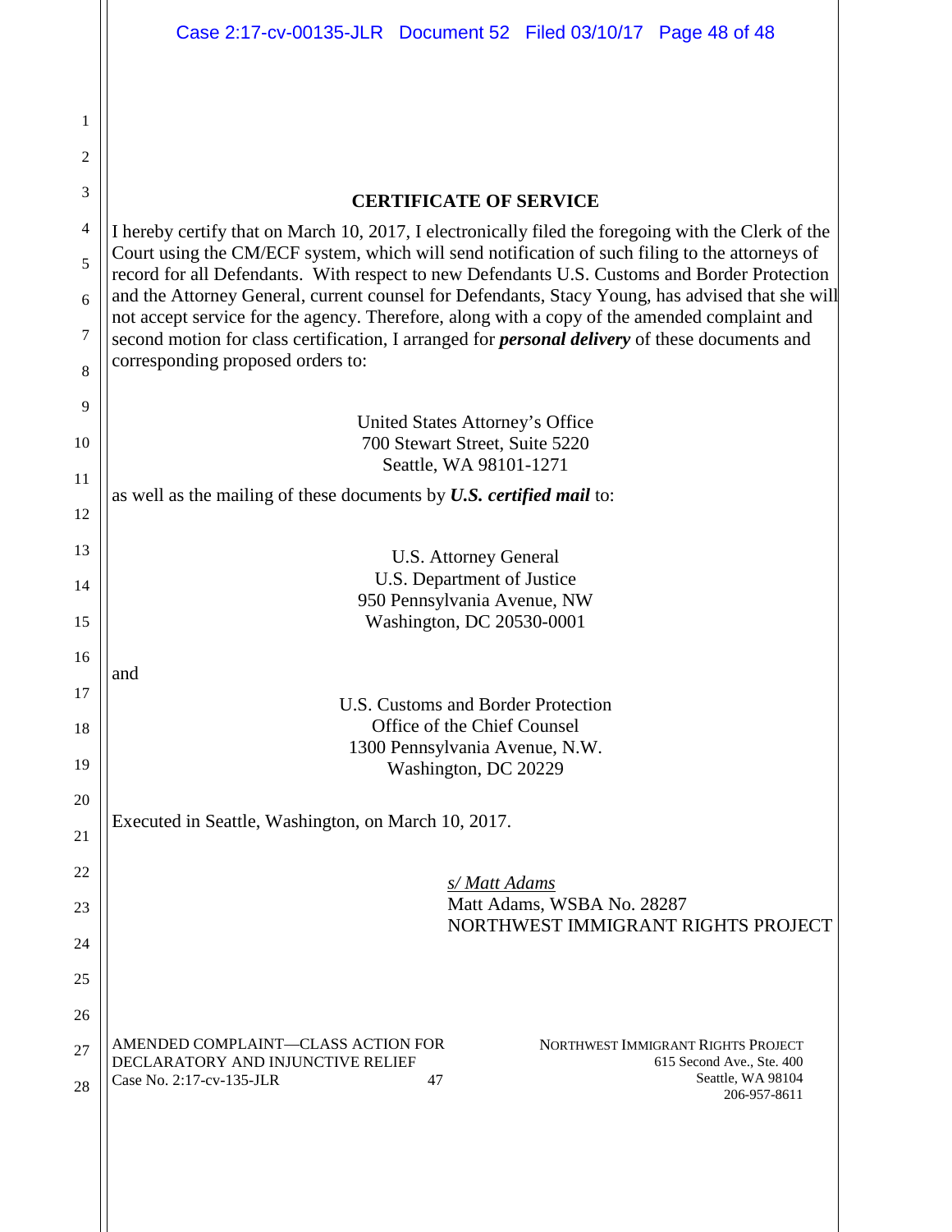## CERTIFICATE OF SERVICE

I hereby certify that on March 10, 2017, I electronically filed the foregoing with the Clerk of the Court using the CM/ECF system, which will send notification of such filing to the attorneys of record for all Defendants. With respect to new Defendants U.S. Customs and Border Protection and the Attorney General, current counsel for Defendants, Stacy Young, has advised that she will not accept service for the agency. Therefore, along with a copy of the amended complaint and second motion for class certification, I arranged for ***personal delivery*** of these documents and corresponding proposed orders to:

United States Attorney's Office
700 Stewart Street, Suite 5220
Seattle, WA 98101-1271

as well as the mailing of these documents by ***U.S. certified mail*** to:

U.S. Attorney General
U.S. Department of Justice
950 Pennsylvania Avenue, NW
Washington, DC 20530-0001

and

U.S. Customs and Border Protection
Office of the Chief Counsel
1300 Pennsylvania Avenue, N.W.
Washington, DC 20229

Executed in Seattle, Washington, on March 10, 2017.

*s/ Matt Adams*
Matt Adams, WSBA No. 28287
NORTHWEST IMMIGRANT RIGHTS PROJECT

AMENDED COMPLAINT—CLASS ACTION FOR DECLARATORY AND INJUNCTIVE RELIEF
Case No. 2:17-cv-135-JLR

NORTHWEST IMMIGRANT RIGHTS PROJECT
615 Second Ave., Ste. 400
Seattle, WA 98104
206-957-8611